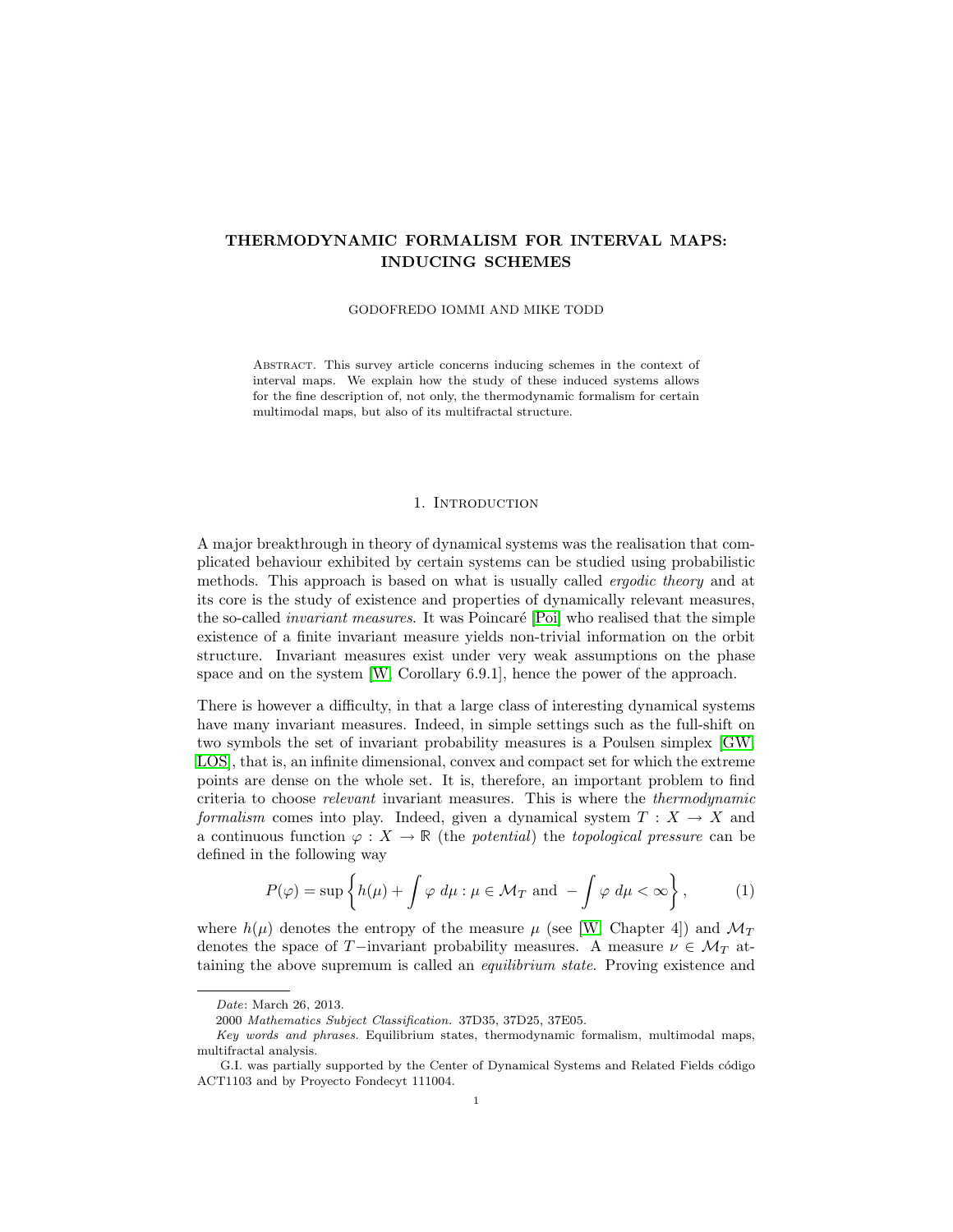# THERMODYNAMIC FORMALISM FOR INTERVAL MAPS: INDUCING SCHEMES

GODOFREDO IOMMI AND MIKE TODD

Abstract. This survey article concerns inducing schemes in the context of interval maps. We explain how the study of these induced systems allows for the fine description of, not only, the thermodynamic formalism for certain multimodal maps, but also of its multifractal structure.

## 1. Introduction

A major breakthrough in theory of dynamical systems was the realisation that complicated behaviour exhibited by certain systems can be studied using probabilistic methods. This approach is based on what is usually called *ergodic theory* and at its core is the study of existence and properties of dynamically relevant measures, the so-called *invariant measures*. It was Poincaré [Poi] who realised that the simple existence of a finite invariant measure yields non-trivial information on the orbit structure. Invariant measures exist under very weak assumptions on the phase space and on the system [W, Corollary 6.9.1], hence the power of the approach.

There is however a difficulty, in that a large class of interesting dynamical systems have many invariant measures. Indeed, in simple settings such as the full-shift on two symbols the set of invariant probability measures is a Poulsen simplex [GW, LOS], that is, an infinite dimensional, convex and compact set for which the extreme points are dense on the whole set. It is, therefore, an important problem to find criteria to choose *relevant* invariant measures. This is where the *thermodynamic formalism* comes into play. Indeed, given a dynamical system $T : X \to X$ and a continuous function $\varphi : X \to \mathbb{R}$ (the *potential*) the *topological pressure* can be defined in the following way

$$P(\varphi) = \sup \left\{ h(\mu) + \int \varphi \, d\mu : \mu \in \mathcal{M}_T \text{ and } -\int \varphi \, d\mu < \infty \right\}, \tag{1}$$

where $h(\mu)$ denotes the entropy of the measure $\mu$ (see [W, Chapter 4]) and $\mathcal{M}_T$ denotes the space of $T-$invariant probability measures. A measure $\nu \in \mathcal{M}_T$ attaining the above supremum is called an *equilibrium state*. Proving existence and

---

*Date*: March 26, 2013.

2000 *Mathematics Subject Classification.* 37D35, 37D25, 37E05.

*Key words and phrases.* Equilibrium states, thermodynamic formalism, multimodal maps, multifractal analysis.

G.I. was partially supported by the Center of Dynamical Systems and Related Fields código ACT1103 and by Proyecto Fondecyt 111004.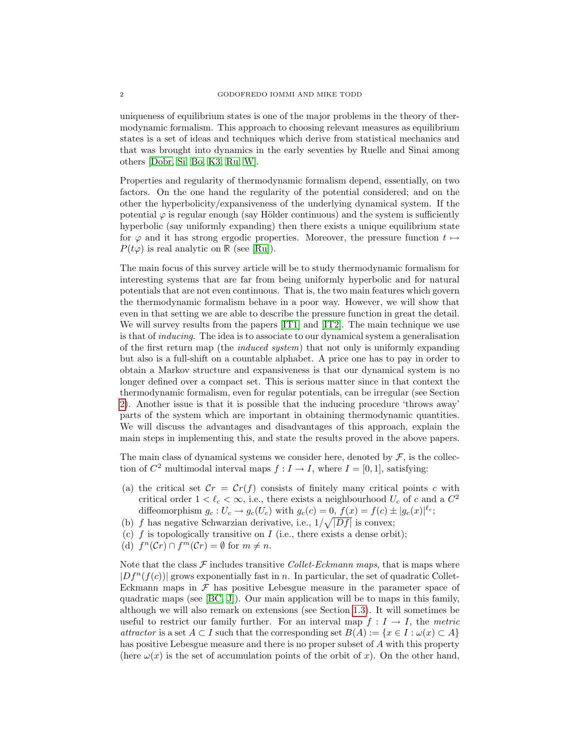uniqueness of equilibrium states is one of the major problems in the theory of thermodynamic formalism. This approach to choosing relevant measures as equilibrium states is a set of ideas and techniques which derive from statistical mechanics and that was brought into dynamics in the early seventies by Ruelle and Sinai among others [Dobr, Si, Bo, K3, Ru, W].

Properties and regularity of thermodynamic formalism depend, essentially, on two factors. On the one hand the regularity of the potential considered; and on the other the hyperbolicity/expansiveness of the underlying dynamical system. If the potential $\varphi$ is regular enough (say Hölder continuous) and the system is sufficiently hyperbolic (say uniformly expanding) then there exists a unique equilibrium state for $\varphi$ and it has strong ergodic properties. Moreover, the pressure function $t \mapsto P(t\varphi)$ is real analytic on $\mathbb{R}$ (see [Ru]).

The main focus of this survey article will be to study thermodynamic formalism for interesting systems that are far from being uniformly hyperbolic and for natural potentials that are not even continuous. That is, the two main features which govern the thermodynamic formalism behave in a poor way. However, we will show that even in that setting we are able to describe the pressure function in great the detail. We will survey results from the papers [IT1] and [IT2]. The main technique we use is that of *inducing*. The idea is to associate to our dynamical system a generalisation of the first return map (the *induced system*) that not only is uniformly expanding but also is a full-shift on a countable alphabet. A price one has to pay in order to obtain a Markov structure and expansiveness is that our dynamical system is no longer defined over a compact set. This is serious matter since in that context the thermodynamic formalism, even for regular potentials, can be irregular (see Section 2). Another issue is that it is possible that the inducing procedure 'throws away' parts of the system which are important in obtaining thermodynamic quantities. We will discuss the advantages and disadvantages of this approach, explain the main steps in implementing this, and state the results proved in the above papers.

The main class of dynamical systems we consider here, denoted by $\mathcal{F}$, is the collection of $C^2$ multimodal interval maps $f : I \to I$, where $I = [0, 1]$, satisfying:

(a) the critical set $\mathcal{C}r = \mathcal{C}r(f)$ consists of finitely many critical points $c$ with critical order $1 < \ell_c < \infty$, i.e., there exists a neighbourhood $U_c$ of $c$ and a $C^2$ diffeomorphism $g_c : U_c \to g_c(U_c)$ with $g_c(c) = 0$, $f(x) = f(c) \pm |g_c(x)|^{\ell_c}$;
(b) $f$ has negative Schwarzian derivative, i.e., $1/\sqrt{|Df|}$ is convex;
(c) $f$ is topologically transitive on $I$ (i.e., there exists a dense orbit);
(d) $f^n(\mathcal{C}r) \cap f^m(\mathcal{C}r) = \emptyset$ for $m \neq n$.

Note that the class $\mathcal{F}$ includes transitive *Collet-Eckmann maps*, that is maps where $|Df^n(f(c))|$ grows exponentially fast in $n$. In particular, the set of quadratic Collet-Eckmann maps in $\mathcal{F}$ has positive Lebesgue measure in the parameter space of quadratic maps (see [BC, J]). Our main application will be to maps in this family, although we will also remark on extensions (see Section 1.3). It will sometimes be useful to restrict our family further. For an interval map $f : I \to I$, the *metric attractor* is a set $A \subset I$ such that the corresponding set $B(A) := \{x \in I : \omega(x) \subset A\}$ has positive Lebesgue measure and there is no proper subset of $A$ with this property (here $\omega(x)$ is the set of accumulation points of the orbit of $x$). On the other hand,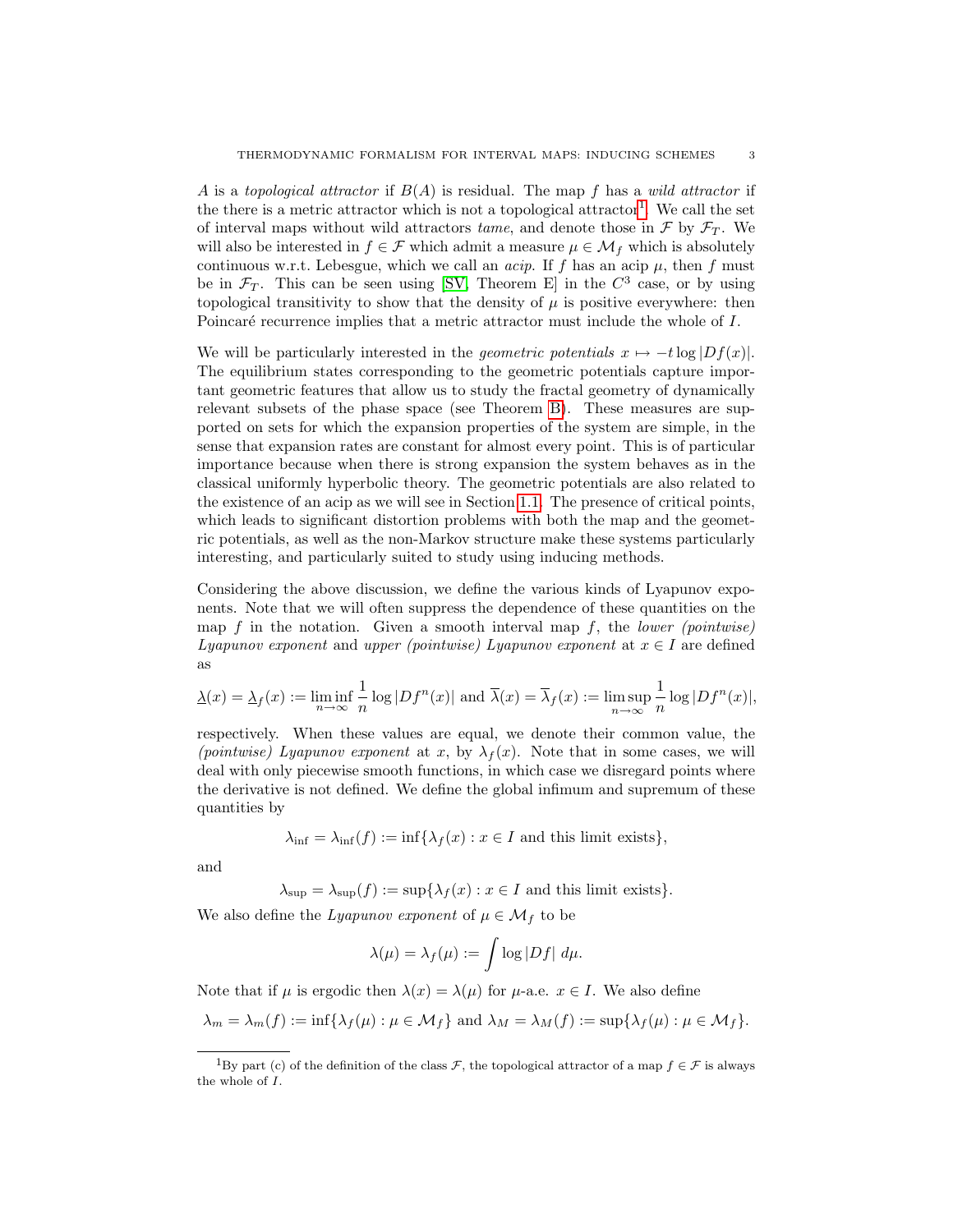$A$ is a *topological attractor* if $B(A)$ is residual. The map $f$ has a *wild attractor* if the there is a metric attractor which is not a topological attractor[1]. We call the set of interval maps without wild attractors *tame*, and denote those in $\mathcal{F}$ by $\mathcal{F}_T$. We will also be interested in $f \in \mathcal{F}$ which admit a measure $\mu \in \mathcal{M}_f$ which is absolutely continuous w.r.t. Lebesgue, which we call an *acip*. If $f$ has an acip $\mu$, then $f$ must be in $\mathcal{F}_T$. This can be seen using [SV, Theorem E] in the $C^3$ case, or by using topological transitivity to show that the density of $\mu$ is positive everywhere: then Poincaré recurrence implies that a metric attractor must include the whole of $I$.

We will be particularly interested in the *geometric potentials* $x \mapsto -t \log |Df(x)|$. The equilibrium states corresponding to the geometric potentials capture important geometric features that allow us to study the fractal geometry of dynamically relevant subsets of the phase space (see Theorem B). These measures are supported on sets for which the expansion properties of the system are simple, in the sense that expansion rates are constant for almost every point. This is of particular importance because when there is strong expansion the system behaves as in the classical uniformly hyperbolic theory. The geometric potentials are also related to the existence of an acip as we will see in Section 1.1. The presence of critical points, which leads to significant distortion problems with both the map and the geometric potentials, as well as the non-Markov structure make these systems particularly interesting, and particularly suited to study using inducing methods.

Considering the above discussion, we define the various kinds of Lyapunov exponents. Note that we will often suppress the dependence of these quantities on the map $f$ in the notation. Given a smooth interval map $f$, the *lower (pointwise) Lyapunov exponent* and *upper (pointwise) Lyapunov exponent* at $x \in I$ are defined as

$$\underline{\lambda}(x) = \underline{\lambda}_f(x) := \liminf_{n\to\infty} \frac{1}{n} \log |Df^n(x)| \text{ and } \overline{\lambda}(x) = \overline{\lambda}_f(x) := \limsup_{n\to\infty} \frac{1}{n} \log |Df^n(x)|,$$

respectively. When these values are equal, we denote their common value, the *(pointwise) Lyapunov exponent* at $x$, by $\lambda_f(x)$. Note that in some cases, we will deal with only piecewise smooth functions, in which case we disregard points where the derivative is not defined. We define the global infimum and supremum of these quantities by

$$\lambda_{\inf} = \lambda_{\inf}(f) := \inf\{\lambda_f(x) : x \in I \text{ and this limit exists}\},$$

and

$$\lambda_{\sup} = \lambda_{\sup}(f) := \sup\{\lambda_f(x) : x \in I \text{ and this limit exists}\}.$$

We also define the *Lyapunov exponent* of $\mu \in \mathcal{M}_f$ to be

$$\lambda(\mu) = \lambda_f(\mu) := \int \log |Df| \, d\mu.$$

Note that if $\mu$ is ergodic then $\lambda(x) = \lambda(\mu)$ for $\mu$-a.e. $x \in I$. We also define

$$\lambda_m = \lambda_m(f) := \inf\{\lambda_f(\mu) : \mu \in \mathcal{M}_f\} \text{ and } \lambda_M = \lambda_M(f) := \sup\{\lambda_f(\mu) : \mu \in \mathcal{M}_f\}.$$

[1]By part (c) of the definition of the class $\mathcal{F}$, the topological attractor of a map $f \in \mathcal{F}$ is always the whole of $I$.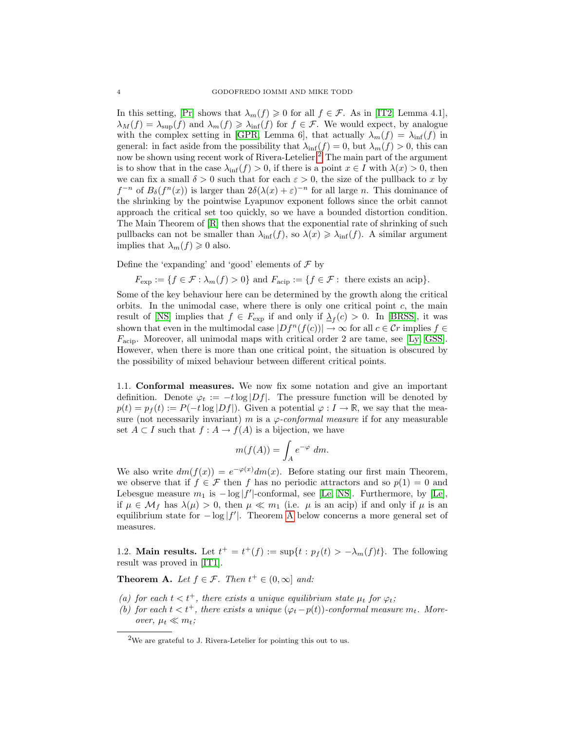In this setting, [Pr] shows that $\lambda_m(f) \geqslant 0$ for all $f \in \mathcal{F}$. As in [IT2, Lemma 4.1], $\lambda_M(f) = \lambda_{\sup}(f)$ and $\lambda_m(f) \geqslant \lambda_{\inf}(f)$ for $f \in \mathcal{F}$. We would expect, by analogue with the complex setting in [GPR, Lemma 6], that actually $\lambda_m(f) = \lambda_{\inf}(f)$ in general: in fact aside from the possibility that $\lambda_{\inf}(f) = 0$, but $\lambda_m(f) > 0$, this can now be shown using recent work of Rivera-Letelier.[2] The main part of the argument is to show that in the case $\lambda_{\inf}(f) > 0$, if there is a point $x \in I$ with $\lambda(x) > 0$, then we can fix a small $\delta > 0$ such that for each $\varepsilon > 0$, the size of the pullback to $x$ by $f^{-n}$ of $B_\delta(f^n(x))$ is larger than $2\delta(\lambda(x) + \varepsilon)^{-n}$ for all large $n$. This dominance of the shrinking by the pointwise Lyapunov exponent follows since the orbit cannot approach the critical set too quickly, so we have a bounded distortion condition. The Main Theorem of [R] then shows that the exponential rate of shrinking of such pullbacks can not be smaller than $\lambda_{\inf}(f)$, so $\lambda(x) \geqslant \lambda_{\inf}(f)$. A similar argument implies that $\lambda_m(f) \geqslant 0$ also.

Define the 'expanding' and 'good' elements of $\mathcal{F}$ by

$$F_{\exp} := \{f \in \mathcal{F} : \lambda_m(f) > 0\} \text{ and } F_{\text{acip}} := \{f \in \mathcal{F} : \text{ there exists an acip}\}.$$

Some of the key behaviour here can be determined by the growth along the critical orbits. In the unimodal case, where there is only one critical point $c$, the main result of [NS] implies that $f \in F_{\exp}$ if and only if $\underline{\lambda}_f(c) > 0$. In [BRSS], it was shown that even in the multimodal case $|Df^n(f(c))| \to \infty$ for all $c \in \mathcal{C}r$ implies $f \in F_{\text{acip}}$. Moreover, all unimodal maps with critical order 2 are tame, see [Ly, GSS]. However, when there is more than one critical point, the situation is obscured by the possibility of mixed behaviour between different critical points.

## 1.1. Conformal measures.

We now fix some notation and give an important definition. Denote $\varphi_t := -t\log|Df|$. The pressure function will be denoted by $p(t) = p_f(t) := P(-t\log|Df|)$. Given a potential $\varphi : I \to \mathbb{R}$, we say that the measure (not necessarily invariant) $m$ is a *$\varphi$-conformal measure* if for any measurable set $A \subset I$ such that $f : A \to f(A)$ is a bijection, we have

$$m(f(A)) = \int_A e^{-\varphi}\, dm.$$

We also write $dm(f(x)) = e^{-\varphi(x)}dm(x)$. Before stating our first main Theorem, we observe that if $f \in \mathcal{F}$ then $f$ has no periodic attractors and so $p(1) = 0$ and Lebesgue measure $m_1$ is $-\log|f'|$-conformal, see [Le, NS]. Furthermore, by [Le], if $\mu \in \mathcal{M}_f$ has $\lambda(\mu) > 0$, then $\mu \ll m_1$ (i.e. $\mu$ is an acip) if and only if $\mu$ is an equilibrium state for $-\log|f'|$. Theorem A below concerns a more general set of measures.

## 1.2. Main results.

Let $t^+ = t^+(f) := \sup\{t : p_f(t) > -\lambda_m(f)t\}$. The following result was proved in [IT1].

**Theorem A.** *Let $f \in \mathcal{F}$. Then $t^+ \in (0, \infty]$ and:*

*(a) for each $t < t^+$, there exists a unique equilibrium state $\mu_t$ for $\varphi_t$;*

*(b) for each $t < t^+$, there exists a unique $(\varphi_t - p(t))$-conformal measure $m_t$. Moreover, $\mu_t \ll m_t$;*

---

[2] We are grateful to J. Rivera-Letelier for pointing this out to us.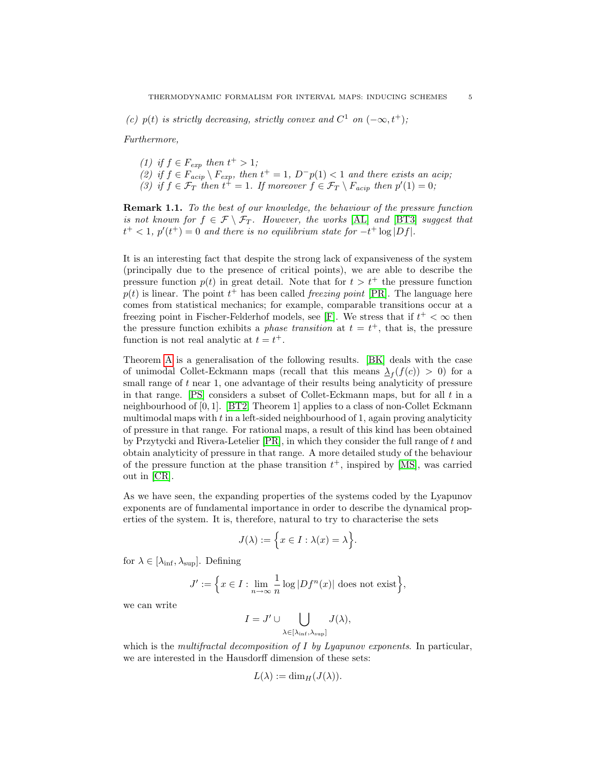*(c) $p(t)$ is strictly decreasing, strictly convex and $C^1$ on $(-\infty, t^+)$;*

*Furthermore,*

*(1) if $f \in F_{exp}$ then $t^+ > 1$;*
*(2) if $f \in F_{acip} \setminus F_{exp}$, then $t^+ = 1$, $D^- p(1) < 1$ and there exists an acip;*
*(3) if $f \in \mathcal{F}_T$ then $t^+ = 1$. If moreover $f \in \mathcal{F}_T \setminus F_{acip}$ then $p'(1) = 0$;*

**Remark 1.1.** *To the best of our knowledge, the behaviour of the pressure function is not known for $f \in \mathcal{F} \setminus \mathcal{F}_T$. However, the works [AL] and [BT3] suggest that $t^+ < 1$, $p'(t^+) = 0$ and there is no equilibrium state for $-t^+ \log |Df|$.*

It is an interesting fact that despite the strong lack of expansiveness of the system (principally due to the presence of critical points), we are able to describe the pressure function $p(t)$ in great detail. Note that for $t > t^+$ the pressure function $p(t)$ is linear. The point $t^+$ has been called *freezing point* [PR]. The language here comes from statistical mechanics; for example, comparable transitions occur at a freezing point in Fischer-Felderhof models, see [F]. We stress that if $t^+ < \infty$ then the pressure function exhibits a *phase transition* at $t = t^+$, that is, the pressure function is not real analytic at $t = t^+$.

Theorem A is a generalisation of the following results. [BK] deals with the case of unimodal Collet-Eckmann maps (recall that this means $\underline{\lambda}_f(f(c)) > 0$) for a small range of $t$ near 1, one advantage of their results being analyticity of pressure in that range. [PS] considers a subset of Collet-Eckmann maps, but for all $t$ in a neighbourhood of $[0, 1]$. [BT2, Theorem 1] applies to a class of non-Collet Eckmann multimodal maps with $t$ in a left-sided neighbourhood of 1, again proving analyticity of pressure in that range. For rational maps, a result of this kind has been obtained by Przytycki and Rivera-Letelier [PR], in which they consider the full range of $t$ and obtain analyticity of pressure in that range. A more detailed study of the behaviour of the pressure function at the phase transition $t^+$, inspired by [MS], was carried out in [CR].

As we have seen, the expanding properties of the systems coded by the Lyapunov exponents are of fundamental importance in order to describe the dynamical properties of the system. It is, therefore, natural to try to characterise the sets

$$J(\lambda) := \Big\{ x \in I : \lambda(x) = \lambda \Big\}.$$

for $\lambda \in [\lambda_{\inf}, \lambda_{\sup}]$. Defining

$$J' := \Big\{ x \in I : \lim_{n \to \infty} \frac{1}{n} \log |Df^n(x)| \text{ does not exist} \Big\},$$

we can write

$$I = J' \cup \bigcup_{\lambda \in [\lambda_{\inf}, \lambda_{\sup}]} J(\lambda),$$

which is the *multifractal decomposition of $I$ by Lyapunov exponents*. In particular, we are interested in the Hausdorff dimension of these sets:

$$L(\lambda) := \dim_H(J(\lambda)).$$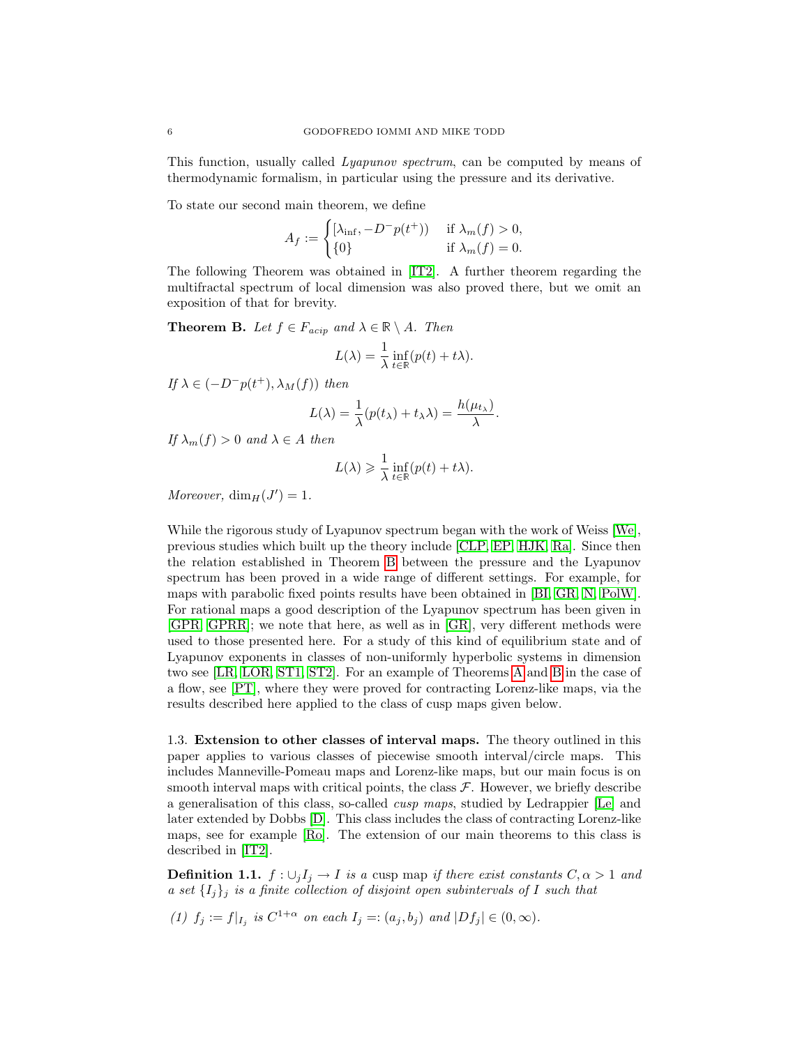This function, usually called *Lyapunov spectrum*, can be computed by means of thermodynamic formalism, in particular using the pressure and its derivative.

To state our second main theorem, we define

$$A_f := \begin{cases} [\lambda_{\inf}, -D^-p(t^+)) & \text{if } \lambda_m(f) > 0, \\ \{0\} & \text{if } \lambda_m(f) = 0. \end{cases}$$

The following Theorem was obtained in [IT2]. A further theorem regarding the multifractal spectrum of local dimension was also proved there, but we omit an exposition of that for brevity.

**Theorem B.** *Let $f \in F_{acip}$ and $\lambda \in \mathbb{R} \setminus A$. Then*

$$L(\lambda) = \frac{1}{\lambda} \inf_{t \in \mathbb{R}} (p(t) + t\lambda).$$

*If $\lambda \in (-D^-p(t^+), \lambda_M(f))$ then*

$$L(\lambda) = \frac{1}{\lambda}(p(t_\lambda) + t_\lambda \lambda) = \frac{h(\mu_{t_\lambda})}{\lambda}.$$

*If $\lambda_m(f) > 0$ and $\lambda \in A$ then*

$$L(\lambda) \geqslant \frac{1}{\lambda} \inf_{t \in \mathbb{R}} (p(t) + t\lambda).$$

*Moreover, $\dim_H(J') = 1$.*

While the rigorous study of Lyapunov spectrum began with the work of Weiss [We], previous studies which built up the theory include [CLP, EP, HJK, Ra]. Since then the relation established in Theorem B between the pressure and the Lyapunov spectrum has been proved in a wide range of different settings. For example, for maps with parabolic fixed points results have been obtained in [BI, GR, N, PolW]. For rational maps a good description of the Lyapunov spectrum has been given in [GPR, GPRR]; we note that here, as well as in [GR], very different methods were used to those presented here. For a study of this kind of equilibrium state and of Lyapunov exponents in classes of non-uniformly hyperbolic systems in dimension two see [LR, LOR, ST1, ST2]. For an example of Theorems A and B in the case of a flow, see [PT], where they were proved for contracting Lorenz-like maps, via the results described here applied to the class of cusp maps given below.

### 1.3. Extension to other classes of interval maps.

The theory outlined in this paper applies to various classes of piecewise smooth interval/circle maps. This includes Manneville-Pomeau maps and Lorenz-like maps, but our main focus is on smooth interval maps with critical points, the class $\mathcal{F}$. However, we briefly describe a generalisation of this class, so-called *cusp maps*, studied by Ledrappier [Le] and later extended by Dobbs [D]. This class includes the class of contracting Lorenz-like maps, see for example [Ro]. The extension of our main theorems to this class is described in [IT2].

**Definition 1.1.** *$f : \cup_j I_j \to I$ is a* cusp map *if there exist constants $C, \alpha > 1$ and a set $\{I_j\}_j$ is a finite collection of disjoint open subintervals of $I$ such that*

*(1) $f_j := f|_{I_j}$ is $C^{1+\alpha}$ on each $I_j =: (a_j, b_j)$ and $|Df_j| \in (0, \infty)$.*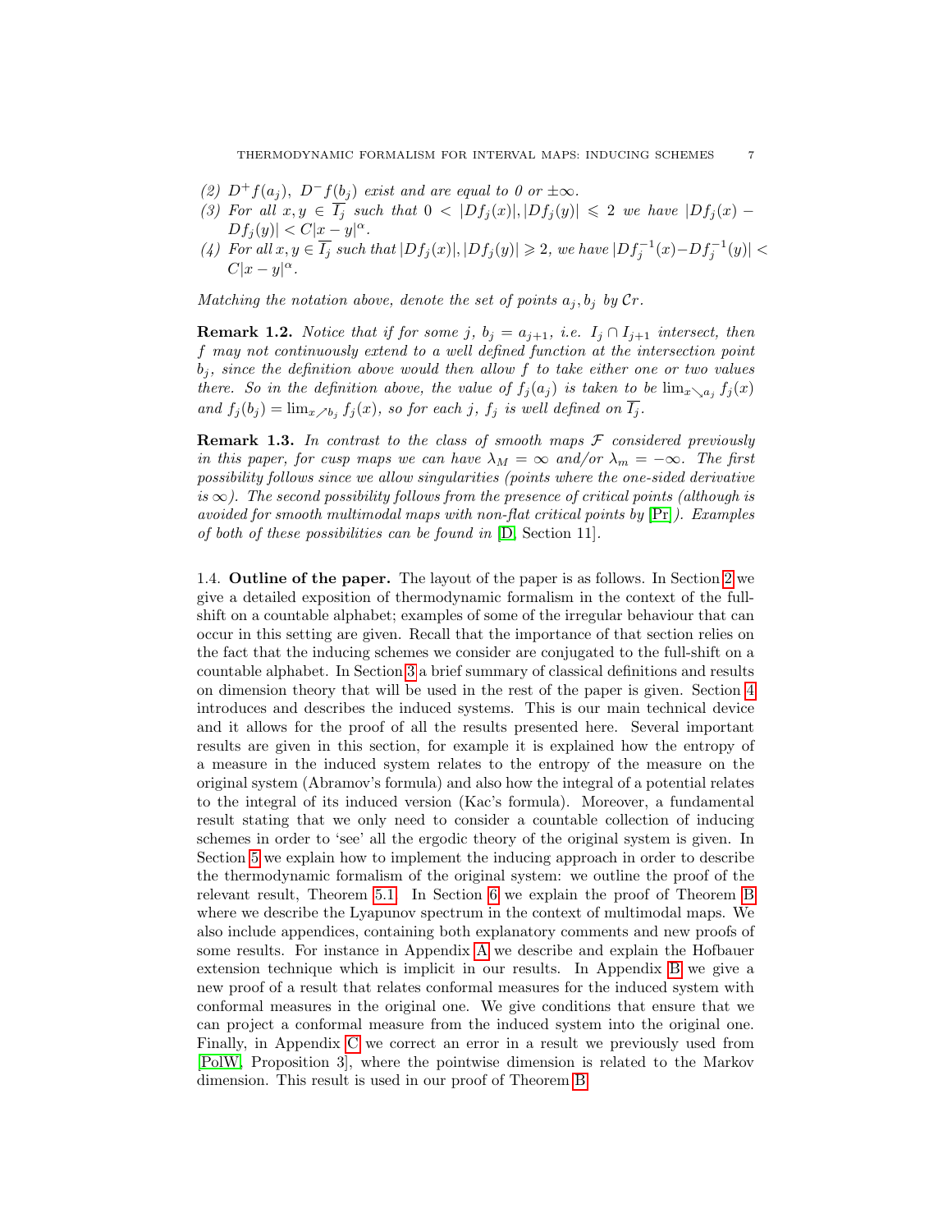*(2)* $D^+f(a_j)$, $D^-f(b_j)$ *exist and are equal to 0 or* $\pm\infty$.

*(3) For all* $x, y \in \overline{I_j}$ *such that* $0 < |Df_j(x)|, |Df_j(y)| \leqslant 2$ *we have* $|Df_j(x) - Df_j(y)| < C|x-y|^\alpha$.

*(4) For all* $x, y \in \overline{I_j}$ *such that* $|Df_j(x)|, |Df_j(y)| \geqslant 2$, *we have* $|Df_j^{-1}(x) - Df_j^{-1}(y)| < C|x-y|^\alpha$.

*Matching the notation above, denote the set of points* $a_j, b_j$ *by* $\mathcal{C}r$.

**Remark 1.2.** *Notice that if for some* $j$, $b_j = a_{j+1}$, *i.e.* $I_j \cap I_{j+1}$ *intersect, then* $f$ *may not continuously extend to a well defined function at the intersection point* $b_j$, *since the definition above would then allow* $f$ *to take either one or two values there. So in the definition above, the value of* $f_j(a_j)$ *is taken to be* $\lim_{x \searrow a_j} f_j(x)$ *and* $f_j(b_j) = \lim_{x \nearrow b_j} f_j(x)$, *so for each* $j$, $f_j$ *is well defined on* $\overline{I_j}$.

**Remark 1.3.** *In contrast to the class of smooth maps* $\mathcal{F}$ *considered previously in this paper, for cusp maps we can have* $\lambda_M = \infty$ *and/or* $\lambda_m = -\infty$. *The first possibility follows since we allow singularities (points where the one-sided derivative is* $\infty$*). The second possibility follows from the presence of critical points (although is avoided for smooth multimodal maps with non-flat critical points by* [Pr]*). Examples of both of these possibilities can be found in* [D, Section 11].

### 1.4. Outline of the paper.

The layout of the paper is as follows. In Section 2 we give a detailed exposition of thermodynamic formalism in the context of the full-shift on a countable alphabet; examples of some of the irregular behaviour that can occur in this setting are given. Recall that the importance of that section relies on the fact that the inducing schemes we consider are conjugated to the full-shift on a countable alphabet. In Section 3 a brief summary of classical definitions and results on dimension theory that will be used in the rest of the paper is given. Section 4 introduces and describes the induced systems. This is our main technical device and it allows for the proof of all the results presented here. Several important results are given in this section, for example it is explained how the entropy of a measure in the induced system relates to the entropy of the measure on the original system (Abramov's formula) and also how the integral of a potential relates to the integral of its induced version (Kac's formula). Moreover, a fundamental result stating that we only need to consider a countable collection of inducing schemes in order to 'see' all the ergodic theory of the original system is given. In Section 5 we explain how to implement the inducing approach in order to describe the thermodynamic formalism of the original system: we outline the proof of the relevant result, Theorem 5.1. In Section 6 we explain the proof of Theorem B where we describe the Lyapunov spectrum in the context of multimodal maps. We also include appendices, containing both explanatory comments and new proofs of some results. For instance in Appendix A we describe and explain the Hofbauer extension technique which is implicit in our results. In Appendix B we give a new proof of a result that relates conformal measures for the induced system with conformal measures in the original one. We give conditions that ensure that we can project a conformal measure from the induced system into the original one. Finally, in Appendix C we correct an error in a result we previously used from [PolW, Proposition 3], where the pointwise dimension is related to the Markov dimension. This result is used in our proof of Theorem B.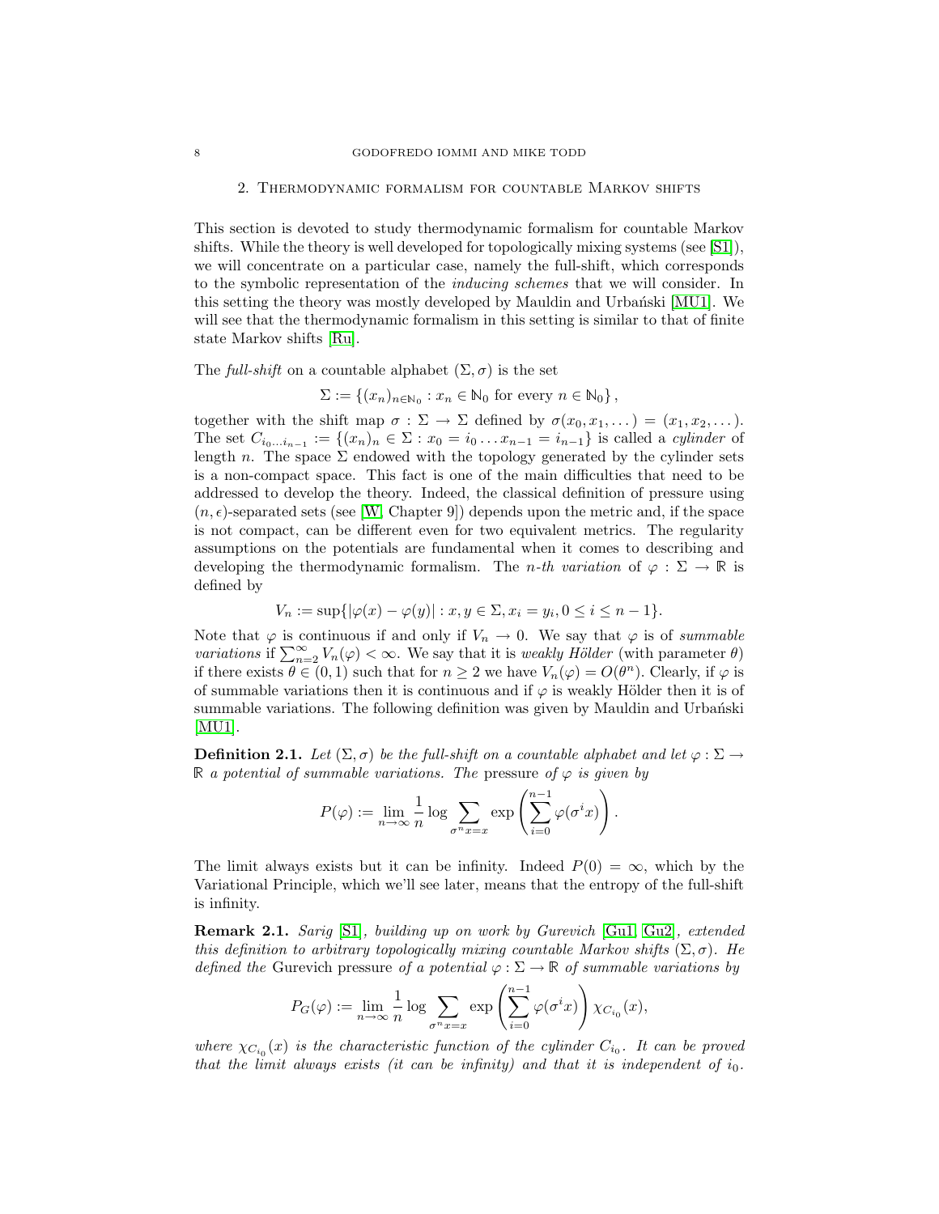## 2. Thermodynamic formalism for countable Markov shifts

This section is devoted to study thermodynamic formalism for countable Markov shifts. While the theory is well developed for topologically mixing systems (see [S1]), we will concentrate on a particular case, namely the full-shift, which corresponds to the symbolic representation of the *inducing schemes* that we will consider. In this setting the theory was mostly developed by Mauldin and Urbański [MU1]. We will see that the thermodynamic formalism in this setting is similar to that of finite state Markov shifts [Ru].

The *full-shift* on a countable alphabet $(\Sigma, \sigma)$ is the set

$$\Sigma := \{(x_n)_{n \in \mathbb{N}_0} : x_n \in \mathbb{N}_0 \text{ for every } n \in \mathbb{N}_0\},$$

together with the shift map $\sigma : \Sigma \to \Sigma$ defined by $\sigma(x_0, x_1, \dots) = (x_1, x_2, \dots)$. The set $C_{i_0 \dots i_{n-1}} := \{(x_n)_n \in \Sigma : x_0 = i_0 \dots x_{n-1} = i_{n-1}\}$ is called a *cylinder* of length $n$. The space $\Sigma$ endowed with the topology generated by the cylinder sets is a non-compact space. This fact is one of the main difficulties that need to be addressed to develop the theory. Indeed, the classical definition of pressure using $(n, \epsilon)$-separated sets (see [W, Chapter 9]) depends upon the metric and, if the space is not compact, can be different even for two equivalent metrics. The regularity assumptions on the potentials are fundamental when it comes to describing and developing the thermodynamic formalism. The *n-th variation* of $\varphi : \Sigma \to \mathbb{R}$ is defined by

$$V_n := \sup\{|\varphi(x) - \varphi(y)| : x, y \in \Sigma, x_i = y_i, 0 \leq i \leq n-1\}.$$

Note that $\varphi$ is continuous if and only if $V_n \to 0$. We say that $\varphi$ is of *summable variations* if $\sum_{n=2}^{\infty} V_n(\varphi) < \infty$. We say that it is *weakly Hölder* (with parameter $\theta$) if there exists $\theta \in (0, 1)$ such that for $n \geq 2$ we have $V_n(\varphi) = O(\theta^n)$. Clearly, if $\varphi$ is of summable variations then it is continuous and if $\varphi$ is weakly Hölder then it is of summable variations. The following definition was given by Mauldin and Urbański [MU1].

**Definition 2.1.** *Let $(\Sigma, \sigma)$ be the full-shift on a countable alphabet and let $\varphi : \Sigma \to \mathbb{R}$ a potential of summable variations. The* pressure *of $\varphi$ is given by*

$$P(\varphi) := \lim_{n \to \infty} \frac{1}{n} \log \sum_{\sigma^n x = x} \exp\left(\sum_{i=0}^{n-1} \varphi(\sigma^i x)\right).$$

The limit always exists but it can be infinity. Indeed $P(0) = \infty$, which by the Variational Principle, which we'll see later, means that the entropy of the full-shift is infinity.

**Remark 2.1.** *Sarig [S1], building up on work by Gurevich [Gu1, Gu2], extended this definition to arbitrary topologically mixing countable Markov shifts $(\Sigma, \sigma)$. He defined the* Gurevich pressure *of a potential $\varphi : \Sigma \to \mathbb{R}$ of summable variations by*

$$P_G(\varphi) := \lim_{n \to \infty} \frac{1}{n} \log \sum_{\sigma^n x = x} \exp\left(\sum_{i=0}^{n-1} \varphi(\sigma^i x)\right) \chi_{C_{i_0}}(x),$$

*where $\chi_{C_{i_0}}(x)$ is the characteristic function of the cylinder $C_{i_0}$. It can be proved that the limit always exists (it can be infinity) and that it is independent of $i_0$.*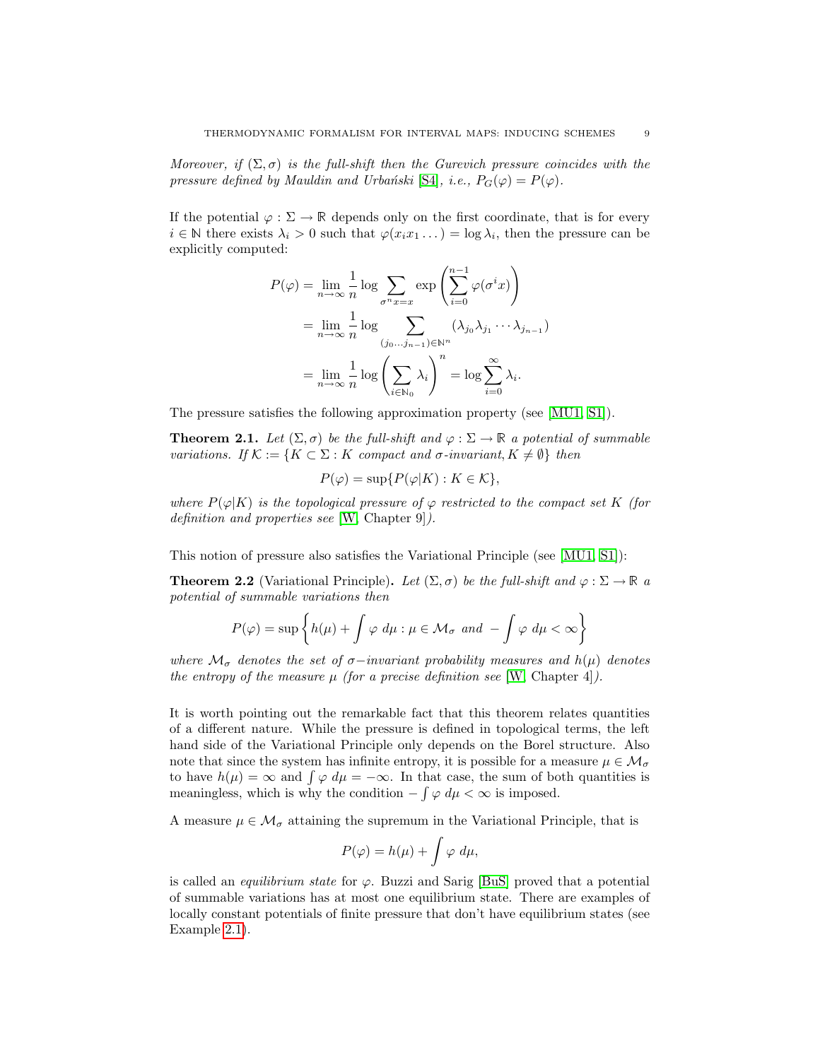*Moreover, if $(\Sigma, \sigma)$ is the full-shift then the Gurevich pressure coincides with the pressure defined by Mauldin and Urbański [S4], i.e., $P_G(\varphi) = P(\varphi)$.*

If the potential $\varphi : \Sigma \to \mathbb{R}$ depends only on the first coordinate, that is for every $i \in \mathbb{N}$ there exists $\lambda_i > 0$ such that $\varphi(x_i x_1 \dots) = \log \lambda_i$, then the pressure can be explicitly computed:

$$
\begin{aligned}
P(\varphi) &= \lim_{n \to \infty} \frac{1}{n} \log \sum_{\sigma^n x = x} \exp\left( \sum_{i=0}^{n-1} \varphi(\sigma^i x) \right) \\
&= \lim_{n \to \infty} \frac{1}{n} \log \sum_{(j_0 \dots j_{n-1}) \in \mathbb{N}^n} (\lambda_{j_0} \lambda_{j_1} \cdots \lambda_{j_{n-1}}) \\
&= \lim_{n \to \infty} \frac{1}{n} \log \left( \sum_{i \in \mathbb{N}_0} \lambda_i \right)^n = \log \sum_{i=0}^{\infty} \lambda_i.
\end{aligned}
$$

The pressure satisfies the following approximation property (see [MU1, S1]).

**Theorem 2.1.** *Let $(\Sigma, \sigma)$ be the full-shift and $\varphi : \Sigma \to \mathbb{R}$ a potential of summable variations. If $\mathcal{K} := \{K \subset \Sigma : K \text{ compact and } \sigma\text{-invariant}, K \neq \emptyset\}$ then*

$$
P(\varphi) = \sup\{P(\varphi|K) : K \in \mathcal{K}\},
$$

*where $P(\varphi|K)$ is the topological pressure of $\varphi$ restricted to the compact set $K$ (for definition and properties see [W, Chapter 9]).*

This notion of pressure also satisfies the Variational Principle (see [MU1, S1]):

**Theorem 2.2** (Variational Principle)**.** *Let $(\Sigma, \sigma)$ be the full-shift and $\varphi : \Sigma \to \mathbb{R}$ a potential of summable variations then*

$$
P(\varphi) = \sup\left\{ h(\mu) + \int \varphi \, d\mu : \mu \in \mathcal{M}_\sigma \text{ and } - \int \varphi \, d\mu < \infty \right\}
$$

*where $\mathcal{M}_\sigma$ denotes the set of $\sigma-$invariant probability measures and $h(\mu)$ denotes the entropy of the measure $\mu$ (for a precise definition see [W, Chapter 4]).*

It is worth pointing out the remarkable fact that this theorem relates quantities of a different nature. While the pressure is defined in topological terms, the left hand side of the Variational Principle only depends on the Borel structure. Also note that since the system has infinite entropy, it is possible for a measure $\mu \in \mathcal{M}_\sigma$ to have $h(\mu) = \infty$ and $\int \varphi \, d\mu = -\infty$. In that case, the sum of both quantities is meaningless, which is why the condition $- \int \varphi \, d\mu < \infty$ is imposed.

A measure $\mu \in \mathcal{M}_\sigma$ attaining the supremum in the Variational Principle, that is

$$
P(\varphi) = h(\mu) + \int \varphi \, d\mu,
$$

is called an *equilibrium state* for $\varphi$. Buzzi and Sarig [BuS] proved that a potential of summable variations has at most one equilibrium state. There are examples of locally constant potentials of finite pressure that don't have equilibrium states (see Example 2.1).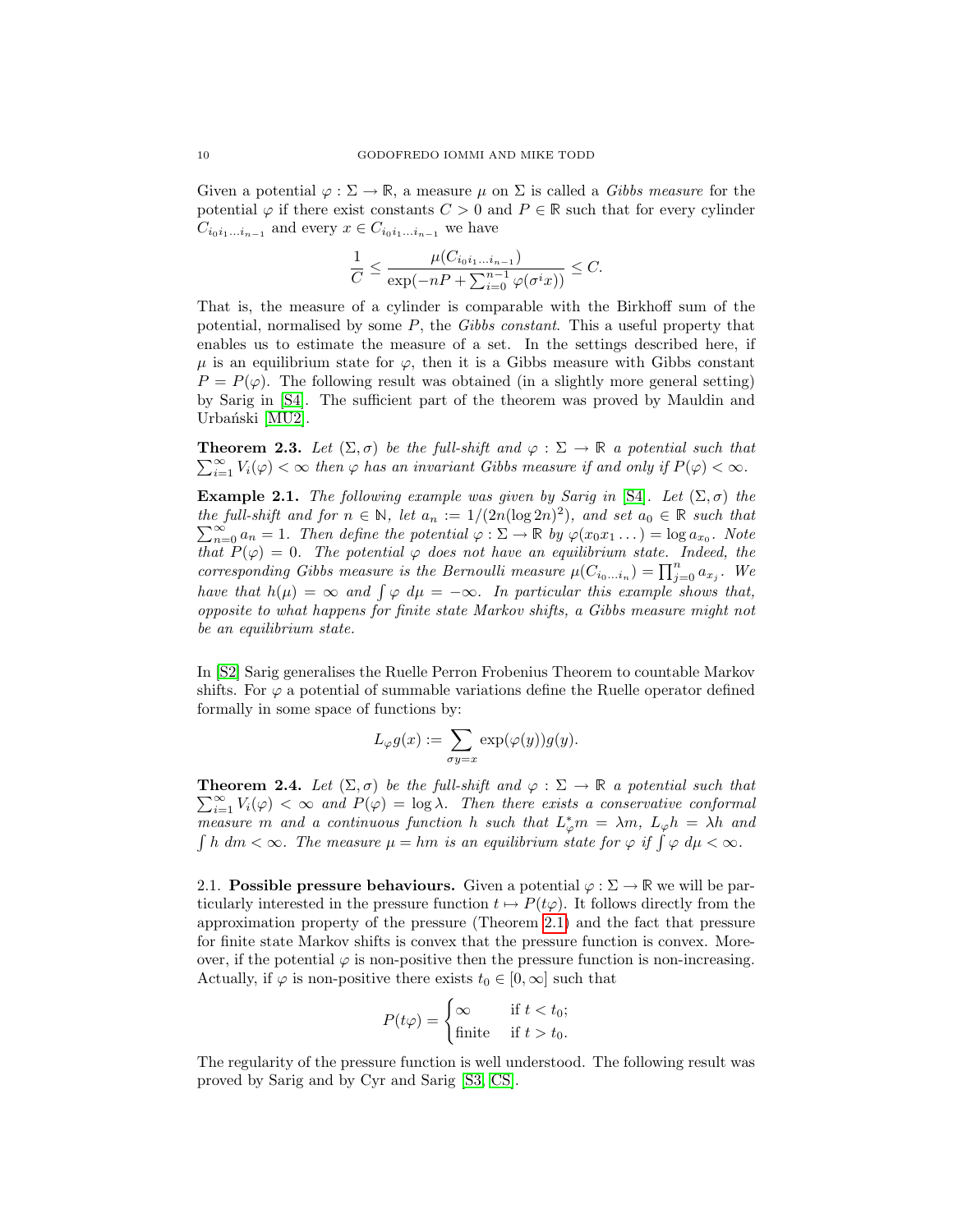Given a potential $\varphi : \Sigma \to \mathbb{R}$, a measure $\mu$ on $\Sigma$ is called a *Gibbs measure* for the potential $\varphi$ if there exist constants $C > 0$ and $P \in \mathbb{R}$ such that for every cylinder $C_{i_0 i_1 \dots i_{n-1}}$ and every $x \in C_{i_0 i_1 \dots i_{n-1}}$ we have

$$\frac{1}{C} \leq \frac{\mu(C_{i_0 i_1 \dots i_{n-1}})}{\exp(-nP + \sum_{i=0}^{n-1} \varphi(\sigma^i x))} \leq C.$$

That is, the measure of a cylinder is comparable with the Birkhoff sum of the potential, normalised by some $P$, the *Gibbs constant*. This a useful property that enables us to estimate the measure of a set. In the settings described here, if $\mu$ is an equilibrium state for $\varphi$, then it is a Gibbs measure with Gibbs constant $P = P(\varphi)$. The following result was obtained (in a slightly more general setting) by Sarig in [S4]. The sufficient part of the theorem was proved by Mauldin and Urbański [MU2].

**Theorem 2.3.** *Let $(\Sigma, \sigma)$ be the full-shift and $\varphi : \Sigma \to \mathbb{R}$ a potential such that $\sum_{i=1}^{\infty} V_i(\varphi) < \infty$ then $\varphi$ has an invariant Gibbs measure if and only if $P(\varphi) < \infty$.*

**Example 2.1.** *The following example was given by Sarig in [S4]. Let $(\Sigma, \sigma)$ the the full-shift and for $n \in \mathbb{N}$, let $a_n := 1/(2n(\log 2n)^2)$, and set $a_0 \in \mathbb{R}$ such that $\sum_{n=0}^{\infty} a_n = 1$. Then define the potential $\varphi : \Sigma \to \mathbb{R}$ by $\varphi(x_0 x_1 \dots) = \log a_{x_0}$. Note that $P(\varphi) = 0$. The potential $\varphi$ does not have an equilibrium state. Indeed, the corresponding Gibbs measure is the Bernoulli measure $\mu(C_{i_0 \dots i_n}) = \prod_{j=0}^{n} a_{x_j}$. We have that $h(\mu) = \infty$ and $\int \varphi \, d\mu = -\infty$. In particular this example shows that, opposite to what happens for finite state Markov shifts, a Gibbs measure might not be an equilibrium state.*

In [S2] Sarig generalises the Ruelle Perron Frobenius Theorem to countable Markov shifts. For $\varphi$ a potential of summable variations define the Ruelle operator defined formally in some space of functions by:

$$L_\varphi g(x) := \sum_{\sigma y = x} \exp(\varphi(y)) g(y).$$

**Theorem 2.4.** *Let $(\Sigma, \sigma)$ be the full-shift and $\varphi : \Sigma \to \mathbb{R}$ a potential such that $\sum_{i=1}^{\infty} V_i(\varphi) < \infty$ and $P(\varphi) = \log \lambda$. Then there exists a conservative conformal measure $m$ and a continuous function $h$ such that $L_\varphi^* m = \lambda m$, $L_\varphi h = \lambda h$ and $\int h \, dm < \infty$. The measure $\mu = hm$ is an equilibrium state for $\varphi$ if $\int \varphi \, d\mu < \infty$.*

2.1. **Possible pressure behaviours.** Given a potential $\varphi : \Sigma \to \mathbb{R}$ we will be particularly interested in the pressure function $t \mapsto P(t\varphi)$. It follows directly from the approximation property of the pressure (Theorem 2.1) and the fact that pressure for finite state Markov shifts is convex that the pressure function is convex. Moreover, if the potential $\varphi$ is non-positive then the pressure function is non-increasing. Actually, if $\varphi$ is non-positive there exists $t_0 \in [0, \infty]$ such that

$$P(t\varphi) = \begin{cases} \infty & \text{if } t < t_0; \\ \text{finite} & \text{if } t > t_0. \end{cases}$$

The regularity of the pressure function is well understood. The following result was proved by Sarig and by Cyr and Sarig [S3, CS].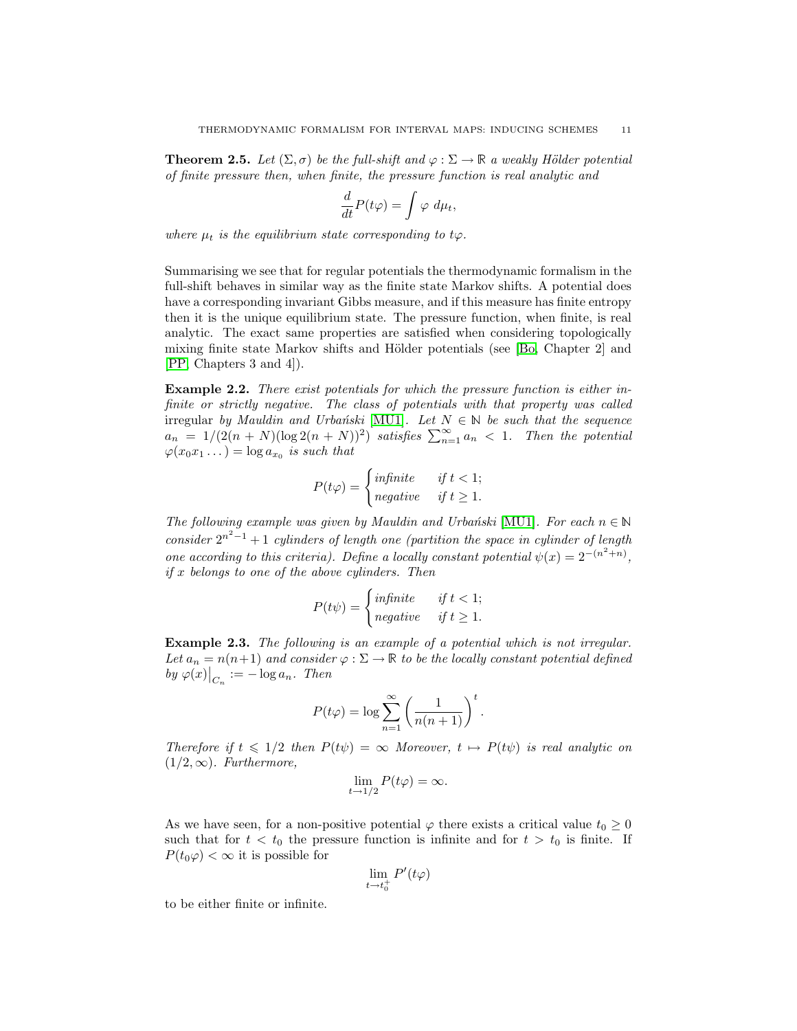**Theorem 2.5.** *Let $(\Sigma, \sigma)$ be the full-shift and $\varphi : \Sigma \to \mathbb{R}$ a weakly Hölder potential of finite pressure then, when finite, the pressure function is real analytic and*

$$\frac{d}{dt} P(t\varphi) = \int \varphi \ d\mu_t,$$

*where $\mu_t$ is the equilibrium state corresponding to $t\varphi$.*

Summarising we see that for regular potentials the thermodynamic formalism in the full-shift behaves in similar way as the finite state Markov shifts. A potential does have a corresponding invariant Gibbs measure, and if this measure has finite entropy then it is the unique equilibrium state. The pressure function, when finite, is real analytic. The exact same properties are satisfied when considering topologically mixing finite state Markov shifts and Hölder potentials (see [Bo, Chapter 2] and [PP, Chapters 3 and 4]).

**Example 2.2.** *There exist potentials for which the pressure function is either infinite or strictly negative. The class of potentials with that property was called* irregular *by Mauldin and Urbański* [MU1]. *Let $N \in \mathbb{N}$ be such that the sequence $a_n = 1/(2(n+N)(\log 2(n+N))^2)$ satisfies $\sum_{n=1}^{\infty} a_n < 1$. Then the potential $\varphi(x_0 x_1 \dots) = \log a_{x_0}$ is such that*

$$P(t\varphi) = \begin{cases} \textit{infinite} & \textit{if } t < 1; \\ \textit{negative} & \textit{if } t \geq 1. \end{cases}$$

*The following example was given by Mauldin and Urbański* [MU1]. *For each $n \in \mathbb{N}$ consider $2^{n^2-1}+1$ cylinders of length one (partition the space in cylinder of length one according to this criteria). Define a locally constant potential $\psi(x) = 2^{-(n^2+n)}$, if $x$ belongs to one of the above cylinders. Then*

$$P(t\psi) = \begin{cases} \textit{infinite} & \textit{if } t < 1; \\ \textit{negative} & \textit{if } t \geq 1. \end{cases}$$

**Example 2.3.** *The following is an example of a potential which is not irregular. Let $a_n = n(n+1)$ and consider $\varphi : \Sigma \to \mathbb{R}$ to be the locally constant potential defined by $\varphi(x)\big|_{C_n} := -\log a_n$. Then*

$$P(t\varphi) = \log \sum_{n=1}^{\infty} \left( \frac{1}{n(n+1)} \right)^t.$$

*Therefore if $t \leqslant 1/2$ then $P(t\psi) = \infty$ Moreover, $t \mapsto P(t\psi)$ is real analytic on $(1/2, \infty)$. Furthermore,*

$$\lim_{t \to 1/2} P(t\varphi) = \infty.$$

As we have seen, for a non-positive potential $\varphi$ there exists a critical value $t_0 \geq 0$ such that for $t < t_0$ the pressure function is infinite and for $t > t_0$ is finite. If $P(t_0 \varphi) < \infty$ it is possible for

$$\lim_{t \to t_0^+} P'(t\varphi)$$

to be either finite or infinite.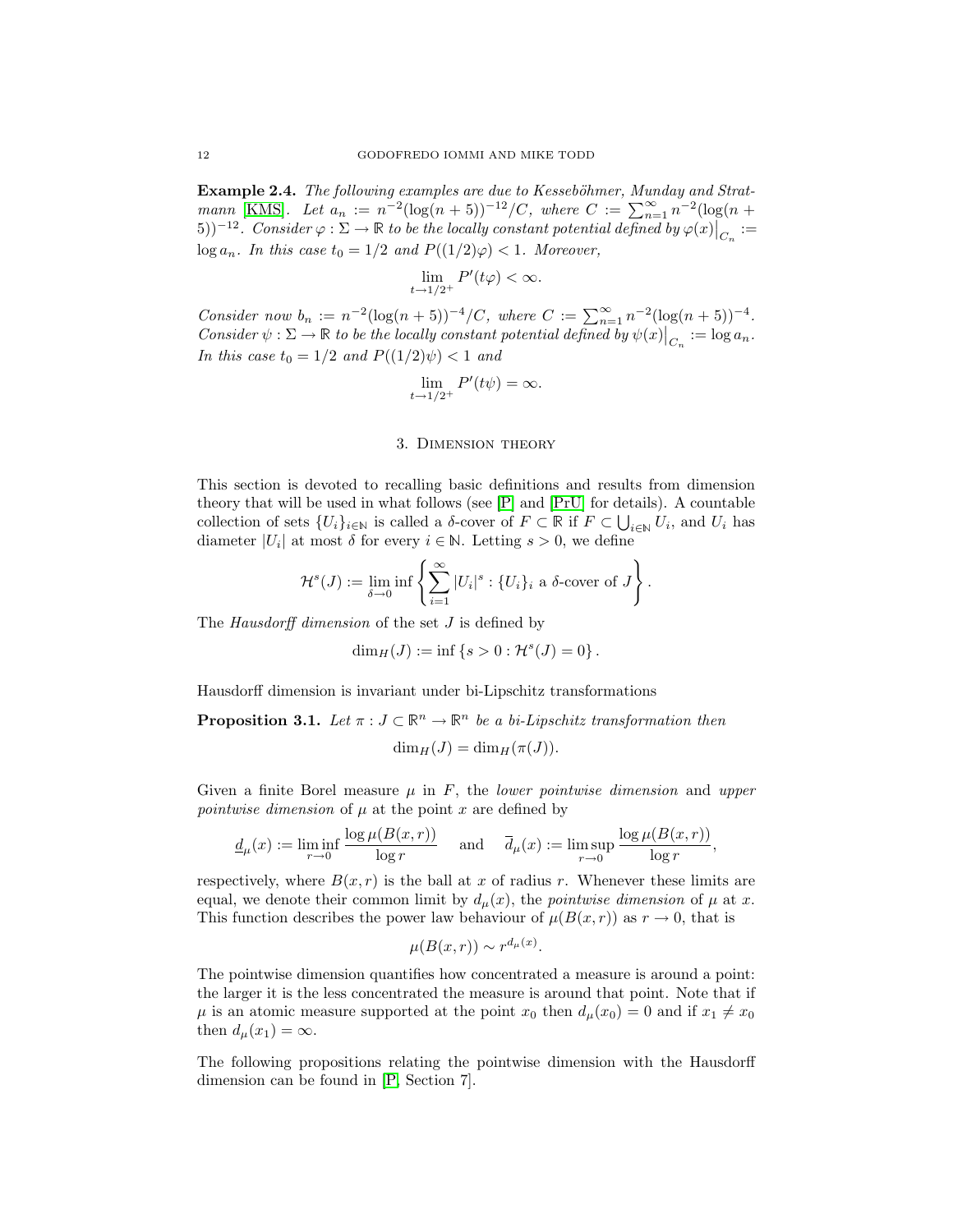**Example 2.4.** *The following examples are due to Kesseböhmer, Munday and Stratmann* [KMS]. *Let* $a_n := n^{-2}(\log(n+5))^{-12}/C$, *where* $C := \sum_{n=1}^{\infty} n^{-2}(\log(n+5))^{-12}$. *Consider* $\varphi : \Sigma \to \mathbb{R}$ *to be the locally constant potential defined by* $\varphi(x)\big|_{C_n} := \log a_n$. *In this case* $t_0 = 1/2$ *and* $P((1/2)\varphi) < 1$. *Moreover,*

$$\lim_{t \to 1/2^+} P'(t\varphi) < \infty.$$

*Consider now* $b_n := n^{-2}(\log(n+5))^{-4}/C$, *where* $C := \sum_{n=1}^{\infty} n^{-2}(\log(n+5))^{-4}$. *Consider* $\psi : \Sigma \to \mathbb{R}$ *to be the locally constant potential defined by* $\psi(x)\big|_{C_n} := \log a_n$. *In this case* $t_0 = 1/2$ *and* $P((1/2)\psi) < 1$ *and*

$$\lim_{t \to 1/2^+} P'(t\psi) = \infty.$$

## 3. Dimension theory

This section is devoted to recalling basic definitions and results from dimension theory that will be used in what follows (see [P] and [PrU] for details). A countable collection of sets $\{U_i\}_{i \in \mathbb{N}}$ is called a $\delta$-cover of $F \subset \mathbb{R}$ if $F \subset \bigcup_{i \in \mathbb{N}} U_i$, and $U_i$ has diameter $|U_i|$ at most $\delta$ for every $i \in \mathbb{N}$. Letting $s > 0$, we define

$$\mathcal{H}^s(J) := \lim_{\delta \to 0} \inf \left\{ \sum_{i=1}^{\infty} |U_i|^s : \{U_i\}_i \text{ a } \delta\text{-cover of } J \right\}.$$

The *Hausdorff dimension* of the set $J$ is defined by

$$\dim_H(J) := \inf \{ s > 0 : \mathcal{H}^s(J) = 0 \}.$$

Hausdorff dimension is invariant under bi-Lipschitz transformations

**Proposition 3.1.** *Let* $\pi : J \subset \mathbb{R}^n \to \mathbb{R}^n$ *be a bi-Lipschitz transformation then*

$$\dim_H(J) = \dim_H(\pi(J)).$$

Given a finite Borel measure $\mu$ in $F$, the *lower pointwise dimension* and *upper pointwise dimension* of $\mu$ at the point $x$ are defined by

$$\underline{d}_\mu(x) := \liminf_{r \to 0} \frac{\log \mu(B(x,r))}{\log r} \quad \text{and} \quad \overline{d}_\mu(x) := \limsup_{r \to 0} \frac{\log \mu(B(x,r))}{\log r},$$

respectively, where $B(x,r)$ is the ball at $x$ of radius $r$. Whenever these limits are equal, we denote their common limit by $d_\mu(x)$, the *pointwise dimension* of $\mu$ at $x$. This function describes the power law behaviour of $\mu(B(x,r))$ as $r \to 0$, that is

$$\mu(B(x,r)) \sim r^{d_\mu(x)}.$$

The pointwise dimension quantifies how concentrated a measure is around a point: the larger it is the less concentrated the measure is around that point. Note that if $\mu$ is an atomic measure supported at the point $x_0$ then $d_\mu(x_0) = 0$ and if $x_1 \neq x_0$ then $d_\mu(x_1) = \infty$.

The following propositions relating the pointwise dimension with the Hausdorff dimension can be found in [P, Section 7].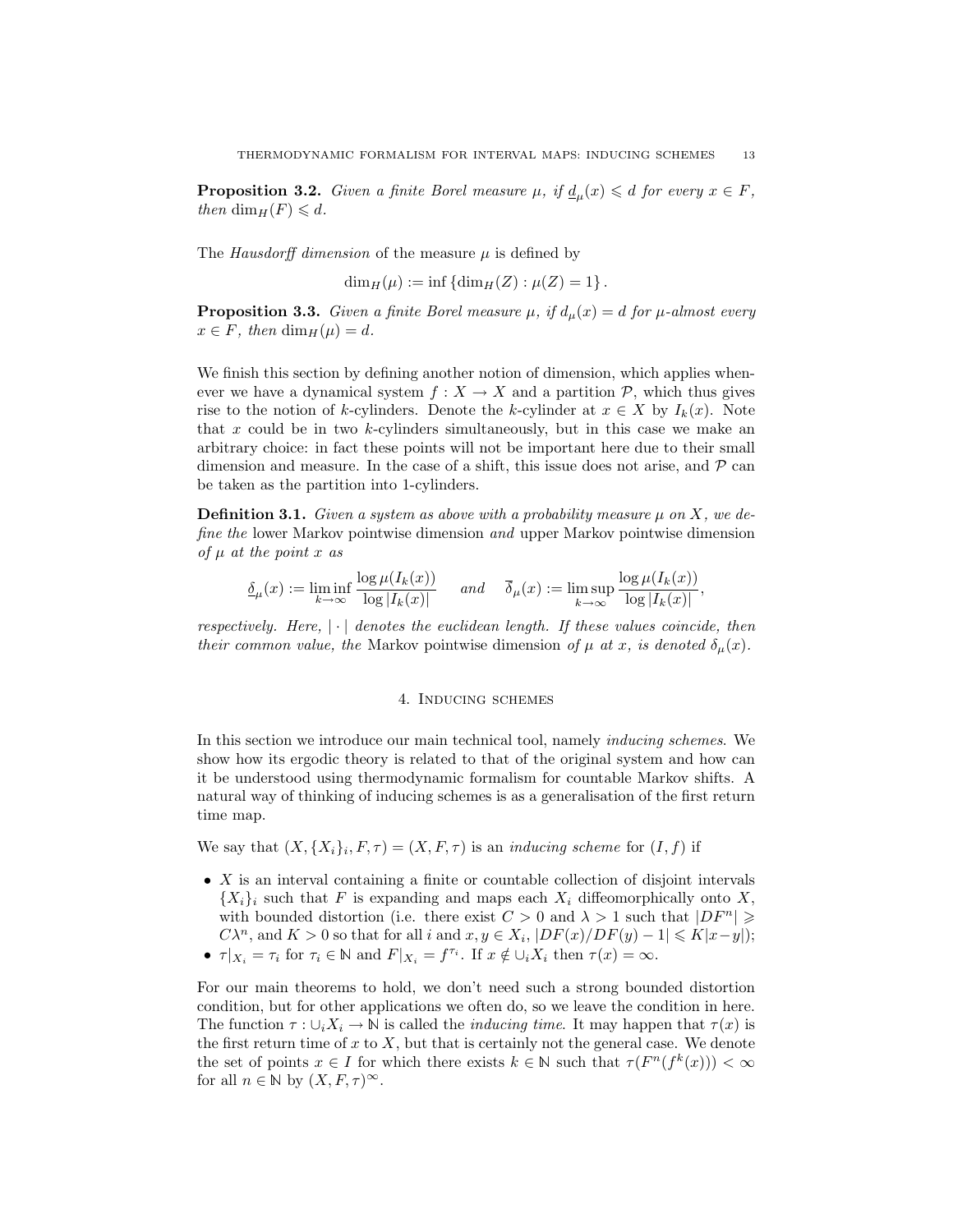**Proposition 3.2.** *Given a finite Borel measure $\mu$, if $\underline{d}_\mu(x) \leqslant d$ for every $x \in F$, then $\dim_H(F) \leqslant d$.*

The *Hausdorff dimension* of the measure $\mu$ is defined by

$$\dim_H(\mu) := \inf \{\dim_H(Z) : \mu(Z) = 1\}.$$

**Proposition 3.3.** *Given a finite Borel measure $\mu$, if $d_\mu(x) = d$ for $\mu$-almost every $x \in F$, then $\dim_H(\mu) = d$.*

We finish this section by defining another notion of dimension, which applies whenever we have a dynamical system $f : X \to X$ and a partition $\mathcal{P}$, which thus gives rise to the notion of $k$-cylinders. Denote the $k$-cylinder at $x \in X$ by $I_k(x)$. Note that $x$ could be in two $k$-cylinders simultaneously, but in this case we make an arbitrary choice: in fact these points will not be important here due to their small dimension and measure. In the case of a shift, this issue does not arise, and $\mathcal{P}$ can be taken as the partition into 1-cylinders.

**Definition 3.1.** *Given a system as above with a probability measure $\mu$ on $X$, we define the* lower Markov pointwise dimension *and* upper Markov pointwise dimension *of $\mu$ at the point $x$ as*

$$\underline{\delta}_\mu(x) := \liminf_{k\to\infty} \frac{\log \mu(I_k(x))}{\log |I_k(x)|} \quad \text{and} \quad \overline{\delta}_\mu(x) := \limsup_{k\to\infty} \frac{\log \mu(I_k(x))}{\log |I_k(x)|},$$

*respectively. Here, $|\cdot|$ denotes the euclidean length. If these values coincide, then their common value, the* Markov pointwise dimension *of $\mu$ at $x$, is denoted $\delta_\mu(x)$.*

## 4. Inducing schemes

In this section we introduce our main technical tool, namely *inducing schemes*. We show how its ergodic theory is related to that of the original system and how can it be understood using thermodynamic formalism for countable Markov shifts. A natural way of thinking of inducing schemes is as a generalisation of the first return time map.

We say that $(X, \{X_i\}_i, F, \tau) = (X, F, \tau)$ is an *inducing scheme* for $(I, f)$ if

- $X$ is an interval containing a finite or countable collection of disjoint intervals $\{X_i\}_i$ such that $F$ is expanding and maps each $X_i$ diffeomorphically onto $X$, with bounded distortion (i.e. there exist $C > 0$ and $\lambda > 1$ such that $|DF^n| \geqslant C\lambda^n$, and $K > 0$ so that for all $i$ and $x, y \in X_i$, $|DF(x)/DF(y) - 1| \leqslant K|x-y|$);
- $\tau|_{X_i} = \tau_i$ for $\tau_i \in \mathbb{N}$ and $F|_{X_i} = f^{\tau_i}$. If $x \notin \cup_i X_i$ then $\tau(x) = \infty$.

For our main theorems to hold, we don't need such a strong bounded distortion condition, but for other applications we often do, so we leave the condition in here. The function $\tau : \cup_i X_i \to \mathbb{N}$ is called the *inducing time*. It may happen that $\tau(x)$ is the first return time of $x$ to $X$, but that is certainly not the general case. We denote the set of points $x \in I$ for which there exists $k \in \mathbb{N}$ such that $\tau(F^n(f^k(x))) < \infty$ for all $n \in \mathbb{N}$ by $(X, F, \tau)^\infty$.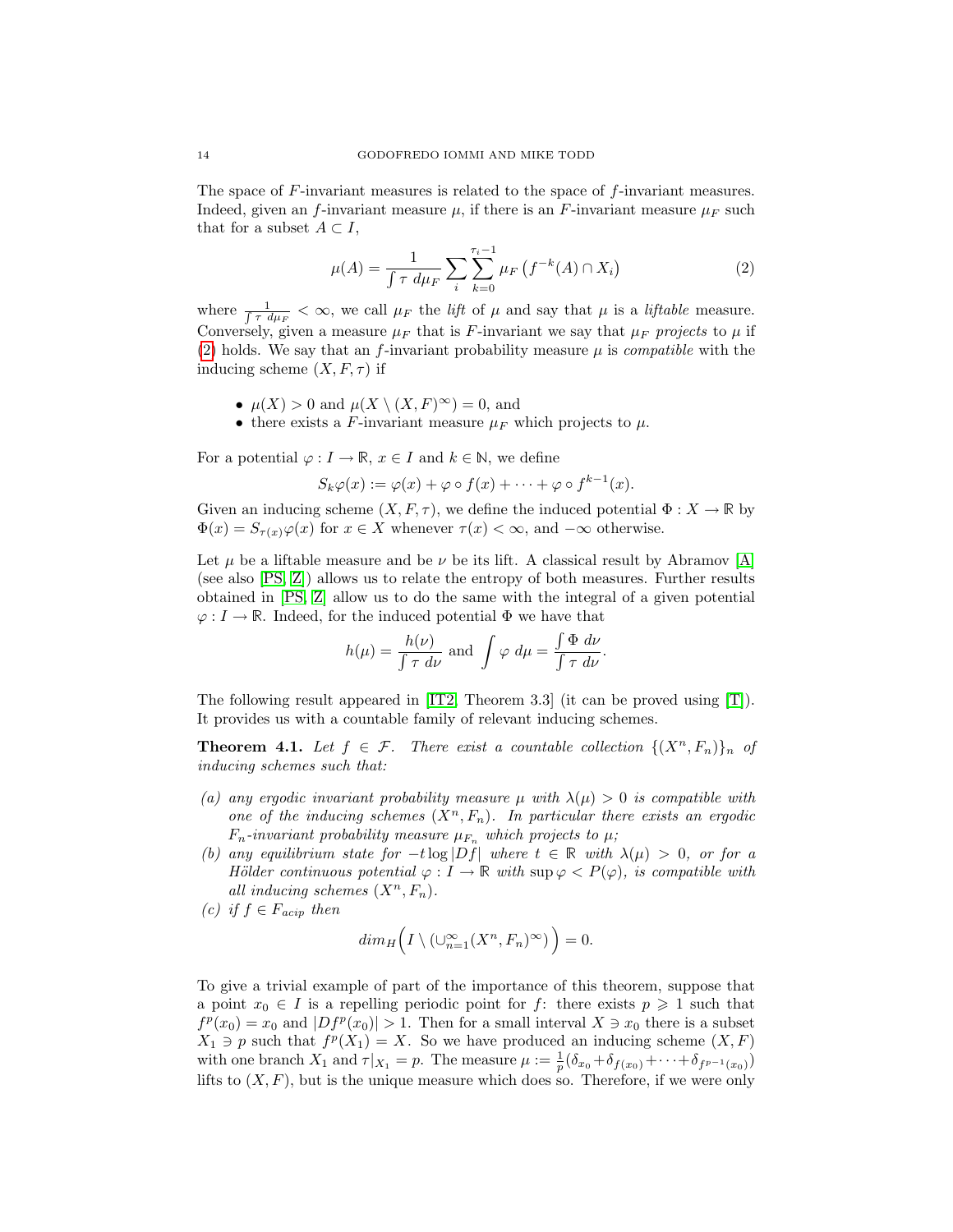The space of $F$-invariant measures is related to the space of $f$-invariant measures. Indeed, given an $f$-invariant measure $\mu$, if there is an $F$-invariant measure $\mu_F$ such that for a subset $A \subset I$,

$$\mu(A) = \frac{1}{\int \tau \, d\mu_F} \sum_i \sum_{k=0}^{\tau_i - 1} \mu_F \left( f^{-k}(A) \cap X_i \right) \tag{2}$$

where $\frac{1}{\int \tau \, d\mu_F} < \infty$, we call $\mu_F$ the *lift* of $\mu$ and say that $\mu$ is a *liftable* measure. Conversely, given a measure $\mu_F$ that is $F$-invariant we say that $\mu_F$ *projects* to $\mu$ if (2) holds. We say that an $f$-invariant probability measure $\mu$ is *compatible* with the inducing scheme $(X, F, \tau)$ if

- $\mu(X) > 0$ and $\mu(X \setminus (X, F)^\infty) = 0$, and
- there exists a $F$-invariant measure $\mu_F$ which projects to $\mu$.

For a potential $\varphi : I \to \mathbb{R}$, $x \in I$ and $k \in \mathbb{N}$, we define

$$S_k \varphi(x) := \varphi(x) + \varphi \circ f(x) + \cdots + \varphi \circ f^{k-1}(x).$$

Given an inducing scheme $(X, F, \tau)$, we define the induced potential $\Phi : X \to \mathbb{R}$ by $\Phi(x) = S_{\tau(x)} \varphi(x)$ for $x \in X$ whenever $\tau(x) < \infty$, and $-\infty$ otherwise.

Let $\mu$ be a liftable measure and be $\nu$ be its lift. A classical result by Abramov [A] (see also [PS, Z]) allows us to relate the entropy of both measures. Further results obtained in [PS, Z] allow us to do the same with the integral of a given potential $\varphi : I \to \mathbb{R}$. Indeed, for the induced potential $\Phi$ we have that

$$h(\mu) = \frac{h(\nu)}{\int \tau \, d\nu} \text{ and } \int \varphi \, d\mu = \frac{\int \Phi \, d\nu}{\int \tau \, d\nu}.$$

The following result appeared in [IT2, Theorem 3.3] (it can be proved using [T]). It provides us with a countable family of relevant inducing schemes.

**Theorem 4.1.** *Let $f \in \mathcal{F}$. There exist a countable collection $\{(X^n, F_n)\}_n$ of inducing schemes such that:*

*(a) any ergodic invariant probability measure $\mu$ with $\lambda(\mu) > 0$ is compatible with one of the inducing schemes $(X^n, F_n)$. In particular there exists an ergodic $F_n$-invariant probability measure $\mu_{F_n}$ which projects to $\mu$;*

*(b) any equilibrium state for $-t \log |Df|$ where $t \in \mathbb{R}$ with $\lambda(\mu) > 0$, or for a Hölder continuous potential $\varphi : I \to \mathbb{R}$ with $\sup \varphi < P(\varphi)$, is compatible with all inducing schemes $(X^n, F_n)$.*

*(c) if $f \in F_{acip}$ then*

$$dim_H \Big( I \setminus (\cup_{n=1}^\infty (X^n, F_n)^\infty) \Big) = 0.$$

To give a trivial example of part of the importance of this theorem, suppose that a point $x_0 \in I$ is a repelling periodic point for $f$: there exists $p \geqslant 1$ such that $f^p(x_0) = x_0$ and $|Df^p(x_0)| > 1$. Then for a small interval $X \ni x_0$ there is a subset $X_1 \ni p$ such that $f^p(X_1) = X$. So we have produced an inducing scheme $(X, F)$ with one branch $X_1$ and $\tau|_{X_1} = p$. The measure $\mu := \frac{1}{p}(\delta_{x_0} + \delta_{f(x_0)} + \cdots + \delta_{f^{p-1}(x_0)})$ lifts to $(X, F)$, but is the unique measure which does so. Therefore, if we were only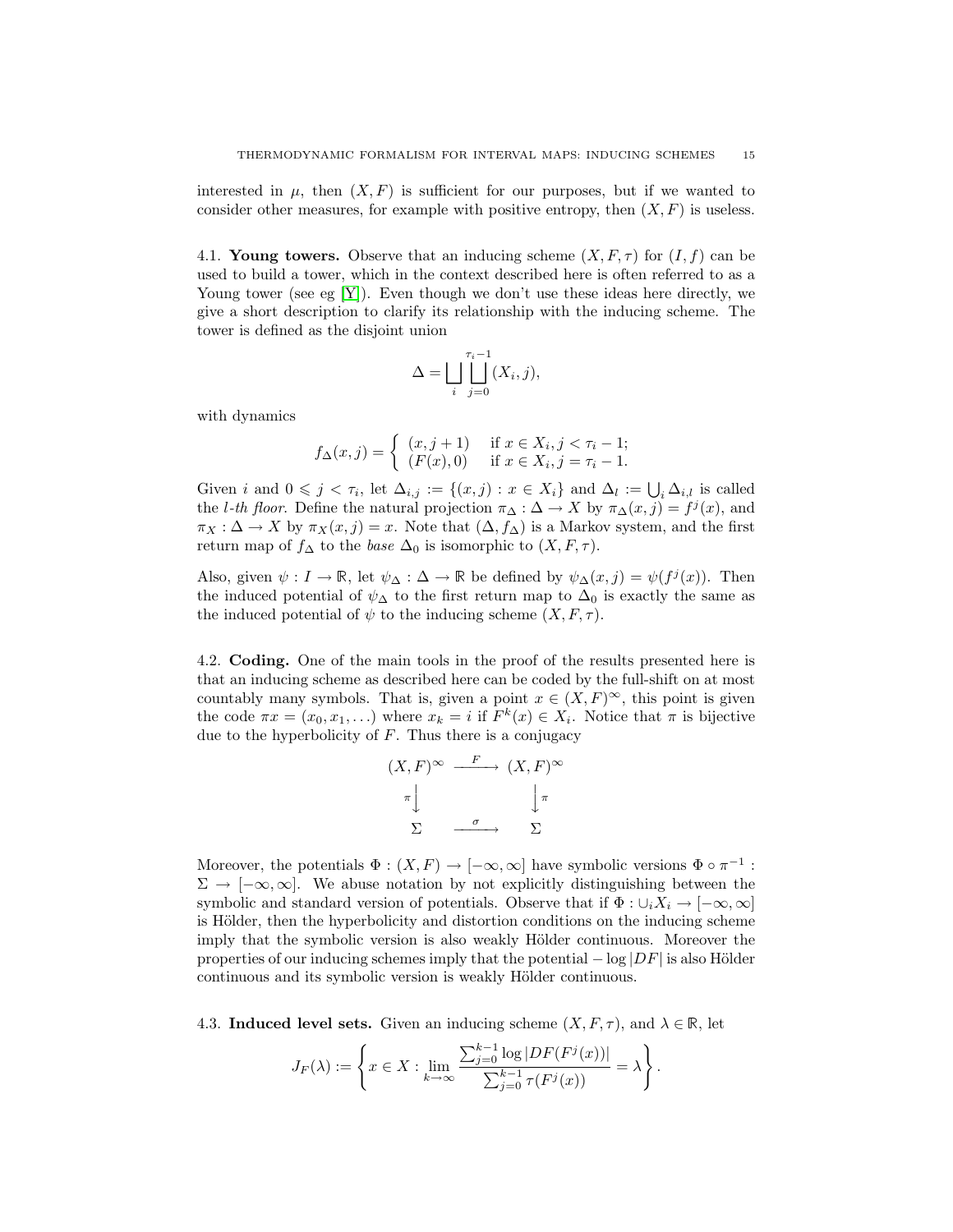interested in $\mu$, then $(X, F)$ is sufficient for our purposes, but if we wanted to consider other measures, for example with positive entropy, then $(X, F)$ is useless.

### 4.1. **Young towers.**

Observe that an inducing scheme $(X, F, \tau)$ for $(I, f)$ can be used to build a tower, which in the context described here is often referred to as a Young tower (see eg [Y]). Even though we don't use these ideas here directly, we give a short description to clarify its relationship with the inducing scheme. The tower is defined as the disjoint union

$$\Delta = \bigsqcup_i \bigsqcup_{j=0}^{\tau_i - 1} (X_i, j),$$

with dynamics

$$f_\Delta(x, j) = \begin{cases} (x, j+1) & \text{if } x \in X_i, j < \tau_i - 1; \\ (F(x), 0) & \text{if } x \in X_i, j = \tau_i - 1. \end{cases}$$

Given $i$ and $0 \leqslant j < \tau_i$, let $\Delta_{i,j} := \{(x, j) : x \in X_i\}$ and $\Delta_l := \bigcup_i \Delta_{i,l}$ is called the *l-th floor*. Define the natural projection $\pi_\Delta : \Delta \to X$ by $\pi_\Delta(x, j) = f^j(x)$, and $\pi_X : \Delta \to X$ by $\pi_X(x, j) = x$. Note that $(\Delta, f_\Delta)$ is a Markov system, and the first return map of $f_\Delta$ to the *base* $\Delta_0$ is isomorphic to $(X, F, \tau)$.

Also, given $\psi : I \to \mathbb{R}$, let $\psi_\Delta : \Delta \to \mathbb{R}$ be defined by $\psi_\Delta(x, j) = \psi(f^j(x))$. Then the induced potential of $\psi_\Delta$ to the first return map to $\Delta_0$ is exactly the same as the induced potential of $\psi$ to the inducing scheme $(X, F, \tau)$.

### 4.2. **Coding.**

One of the main tools in the proof of the results presented here is that an inducing scheme as described here can be coded by the full-shift on at most countably many symbols. That is, given a point $x \in (X, F)^\infty$, this point is given the code $\pi x = (x_0, x_1, \ldots)$ where $x_k = i$ if $F^k(x) \in X_i$. Notice that $\pi$ is bijective due to the hyperbolicity of $F$. Thus there is a conjugacy

$$\begin{array}{ccc} (X,F)^\infty & \xrightarrow{\ F\ } & (X,F)^\infty \\ \pi \downarrow & & \downarrow \pi \\ \Sigma & \xrightarrow{\ \sigma\ } & \Sigma \end{array}$$

Moreover, the potentials $\Phi : (X, F) \to [-\infty, \infty]$ have symbolic versions $\Phi \circ \pi^{-1} : \Sigma \to [-\infty, \infty]$. We abuse notation by not explicitly distinguishing between the symbolic and standard version of potentials. Observe that if $\Phi : \cup_i X_i \to [-\infty, \infty]$ is Hölder, then the hyperbolicity and distortion conditions on the inducing scheme imply that the symbolic version is also weakly Hölder continuous. Moreover the properties of our inducing schemes imply that the potential $-\log |DF|$ is also Hölder continuous and its symbolic version is weakly Hölder continuous.

### 4.3. **Induced level sets.**

Given an inducing scheme $(X, F, \tau)$, and $\lambda \in \mathbb{R}$, let

$$J_F(\lambda) := \left\{ x \in X : \lim_{k \to \infty} \frac{\sum_{j=0}^{k-1} \log |DF(F^j(x))|}{\sum_{j=0}^{k-1} \tau(F^j(x))} = \lambda \right\}.$$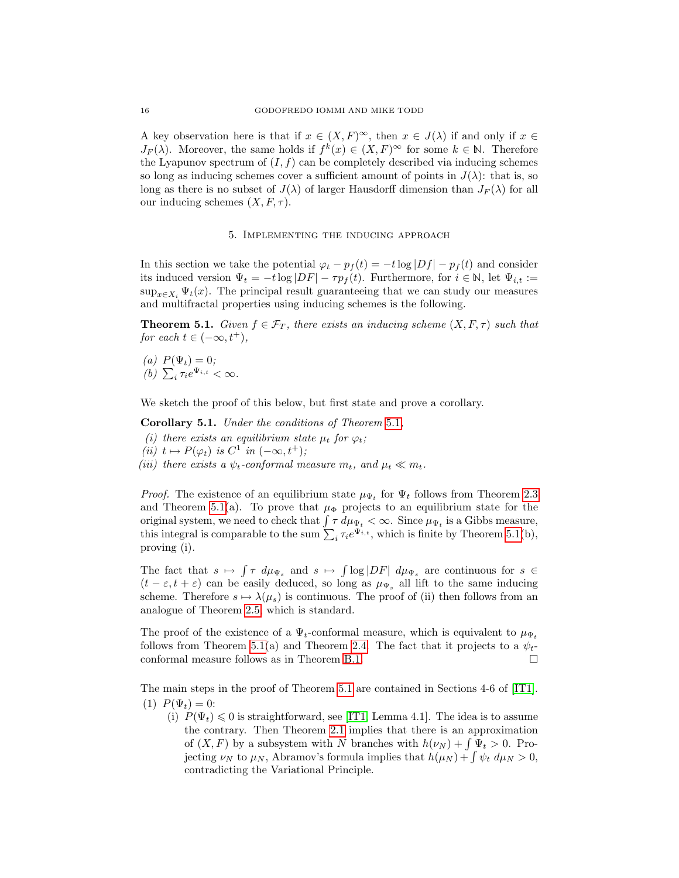A key observation here is that if $x \in (X, F)^\infty$, then $x \in J(\lambda)$ if and only if $x \in J_F(\lambda)$. Moreover, the same holds if $f^k(x) \in (X, F)^\infty$ for some $k \in \mathbb{N}$. Therefore the Lyapunov spectrum of $(I, f)$ can be completely described via inducing schemes so long as inducing schemes cover a sufficient amount of points in $J(\lambda)$: that is, so long as there is no subset of $J(\lambda)$ of larger Hausdorff dimension than $J_F(\lambda)$ for all our inducing schemes $(X, F, \tau)$.

## 5. Implementing the inducing approach

In this section we take the potential $\varphi_t - p_f(t) = -t\log|Df| - p_f(t)$ and consider its induced version $\Psi_t = -t\log|DF| - \tau p_f(t)$. Furthermore, for $i \in \mathbb{N}$, let $\Psi_{i,t} := \sup_{x\in X_i}\Psi_t(x)$. The principal result guaranteeing that we can study our measures and multifractal properties using inducing schemes is the following.

**Theorem 5.1.** *Given $f \in \mathcal{F}_T$, there exists an inducing scheme $(X, F, \tau)$ such that for each $t \in (-\infty, t^+)$,*

*(a) $P(\Psi_t) = 0$;*
*(b) $\sum_i \tau_i e^{\Psi_{i,t}} < \infty$.*

We sketch the proof of this below, but first state and prove a corollary.

**Corollary 5.1.** *Under the conditions of Theorem 5.1,*

*(i) there exists an equilibrium state $\mu_t$ for $\varphi_t$;*
*(ii) $t \mapsto P(\varphi_t)$ is $C^1$ in $(-\infty, t^+)$;*
*(iii) there exists a $\psi_t$-conformal measure $m_t$, and $\mu_t \ll m_t$.*

*Proof.* The existence of an equilibrium state $\mu_{\Psi_t}$ for $\Psi_t$ follows from Theorem 2.3 and Theorem 5.1(a). To prove that $\mu_\Phi$ projects to an equilibrium state for the original system, we need to check that $\int \tau \, d\mu_{\Psi_t} < \infty$. Since $\mu_{\Psi_t}$ is a Gibbs measure, this integral is comparable to the sum $\sum_i \tau_i e^{\Psi_{i,t}}$, which is finite by Theorem 5.1(b), proving (i).

The fact that $s \mapsto \int \tau \, d\mu_{\Psi_s}$ and $s \mapsto \int \log|DF| \, d\mu_{\Psi_s}$ are continuous for $s \in (t-\varepsilon, t+\varepsilon)$ can be easily deduced, so long as $\mu_{\Psi_s}$ all lift to the same inducing scheme. Therefore $s \mapsto \lambda(\mu_s)$ is continuous. The proof of (ii) then follows from an analogue of Theorem 2.5, which is standard.

The proof of the existence of a $\Psi_t$-conformal measure, which is equivalent to $\mu_{\Psi_t}$ follows from Theorem 5.1(a) and Theorem 2.4. The fact that it projects to a $\psi_t$-conformal measure follows as in Theorem B.1. □

The main steps in the proof of Theorem 5.1 are contained in Sections 4-6 of [IT1].

(1) $P(\Psi_t) = 0$:
   (i) $P(\Psi_t) \leqslant 0$ is straightforward, see [IT1, Lemma 4.1]. The idea is to assume the contrary. Then Theorem 2.1 implies that there is an approximation of $(X, F)$ by a subsystem with $N$ branches with $h(\nu_N) + \int \Psi_t > 0$. Projecting $\nu_N$ to $\mu_N$, Abramov's formula implies that $h(\mu_N) + \int \psi_t \, d\mu_N > 0$, contradicting the Variational Principle.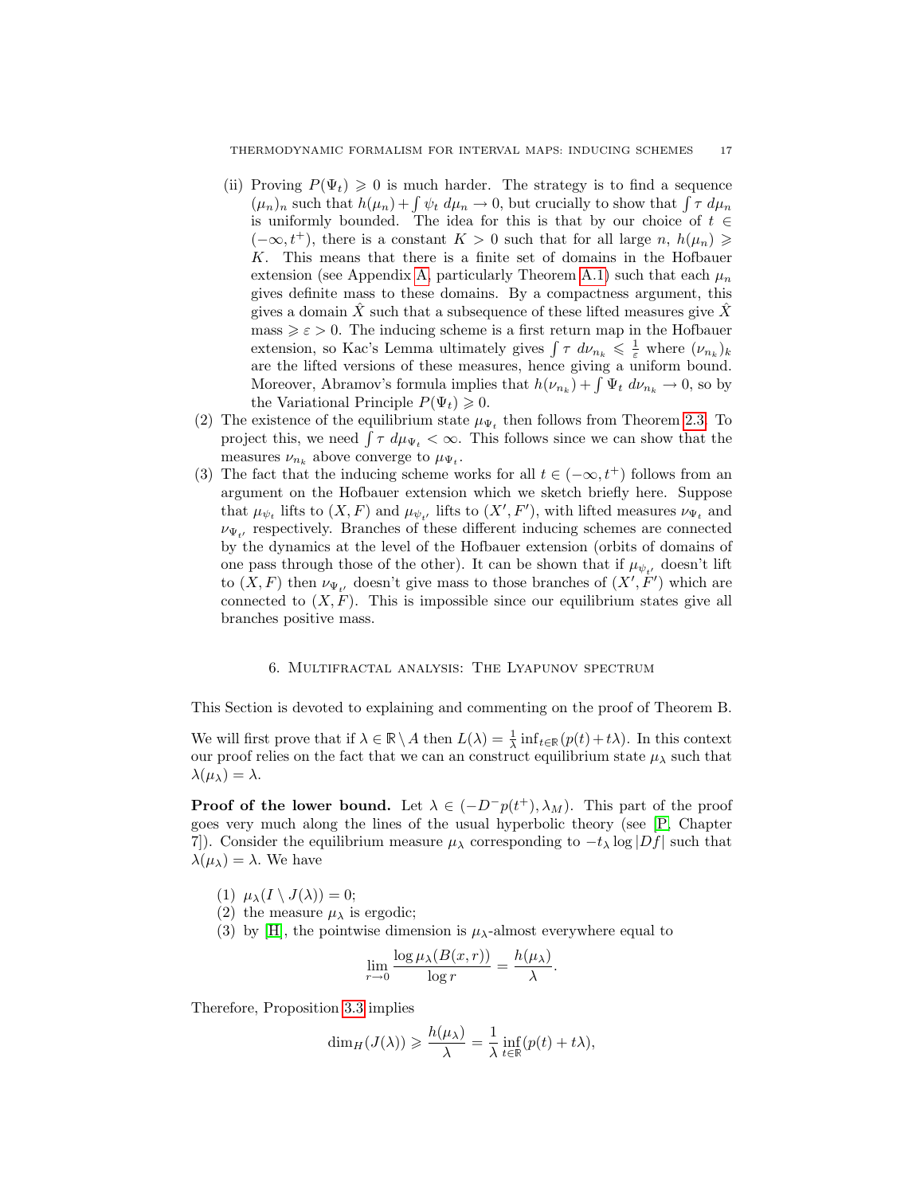(ii) Proving $P(\Psi_t) \geqslant 0$ is much harder. The strategy is to find a sequence $(\mu_n)_n$ such that $h(\mu_n) + \int \psi_t \, d\mu_n \to 0$, but crucially to show that $\int \tau \, d\mu_n$ is uniformly bounded. The idea for this is that by our choice of $t \in (-\infty, t^+)$, there is a constant $K > 0$ such that for all large $n$, $h(\mu_n) \geqslant K$. This means that there is a finite set of domains in the Hofbauer extension (see Appendix A, particularly Theorem A.1) such that each $\mu_n$ gives definite mass to these domains. By a compactness argument, this gives a domain $\hat{X}$ such that a subsequence of these lifted measures give $\hat{X}$ mass $\geqslant \varepsilon > 0$. The inducing scheme is a first return map in the Hofbauer extension, so Kac's Lemma ultimately gives $\int \tau \, d\nu_{n_k} \leqslant \frac{1}{\varepsilon}$ where $(\nu_{n_k})_k$ are the lifted versions of these measures, hence giving a uniform bound. Moreover, Abramov's formula implies that $h(\nu_{n_k}) + \int \Psi_t \, d\nu_{n_k} \to 0$, so by the Variational Principle $P(\Psi_t) \geqslant 0$.

(2) The existence of the equilibrium state $\mu_{\Psi_t}$ then follows from Theorem 2.3. To project this, we need $\int \tau \, d\mu_{\Psi_t} < \infty$. This follows since we can show that the measures $\nu_{n_k}$ above converge to $\mu_{\Psi_t}$.

(3) The fact that the inducing scheme works for all $t \in (-\infty, t^+)$ follows from an argument on the Hofbauer extension which we sketch briefly here. Suppose that $\mu_{\psi_t}$ lifts to $(X, F)$ and $\mu_{\psi_{t'}}$ lifts to $(X', F')$, with lifted measures $\nu_{\Psi_t}$ and $\nu_{\Psi_{t'}}$ respectively. Branches of these different inducing schemes are connected by the dynamics at the level of the Hofbauer extension (orbits of domains of one pass through those of the other). It can be shown that if $\mu_{\psi_{t'}}$ doesn't lift to $(X, F)$ then $\nu_{\Psi_{t'}}$ doesn't give mass to those branches of $(X', F')$ which are connected to $(X, F)$. This is impossible since our equilibrium states give all branches positive mass.

## 6. Multifractal analysis: The Lyapunov spectrum

This Section is devoted to explaining and commenting on the proof of Theorem B.

We will first prove that if $\lambda \in \mathbb{R} \setminus A$ then $L(\lambda) = \frac{1}{\lambda} \inf_{t \in \mathbb{R}} (p(t) + t\lambda)$. In this context our proof relies on the fact that we can an construct equilibrium state $\mu_\lambda$ such that $\lambda(\mu_\lambda) = \lambda$.

**Proof of the lower bound.** Let $\lambda \in (-D^- p(t^+), \lambda_M)$. This part of the proof goes very much along the lines of the usual hyperbolic theory (see [P, Chapter 7]). Consider the equilibrium measure $\mu_\lambda$ corresponding to $-t_\lambda \log |Df|$ such that $\lambda(\mu_\lambda) = \lambda$. We have

(1) $\mu_\lambda(I \setminus J(\lambda)) = 0$;
(2) the measure $\mu_\lambda$ is ergodic;
(3) by [H], the pointwise dimension is $\mu_\lambda$-almost everywhere equal to

$$\lim_{r \to 0} \frac{\log \mu_\lambda(B(x, r))}{\log r} = \frac{h(\mu_\lambda)}{\lambda}.$$

Therefore, Proposition 3.3 implies

$$\dim_H(J(\lambda)) \geqslant \frac{h(\mu_\lambda)}{\lambda} = \frac{1}{\lambda} \inf_{t \in \mathbb{R}} (p(t) + t\lambda),$$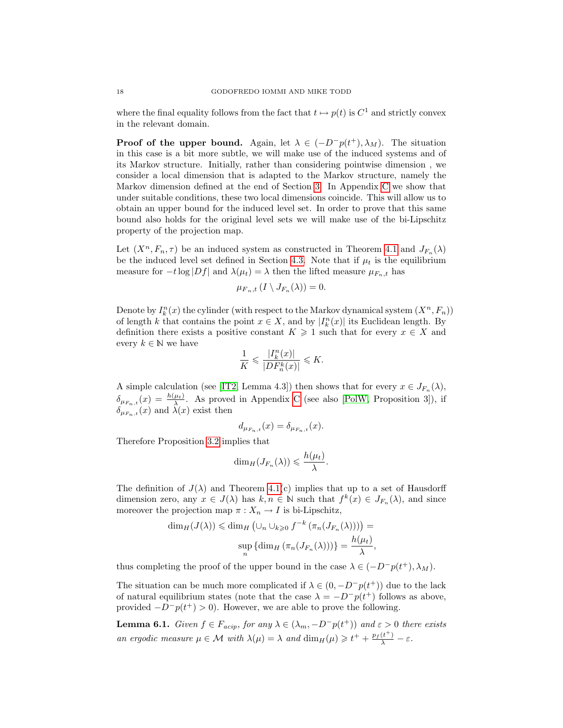where the final equality follows from the fact that $t \mapsto p(t)$ is $C^1$ and strictly convex in the relevant domain.

**Proof of the upper bound.** Again, let $\lambda \in (-D^- p(t^+), \lambda_M)$. The situation in this case is a bit more subtle, we will make use of the induced systems and of its Markov structure. Initially, rather than considering pointwise dimension , we consider a local dimension that is adapted to the Markov structure, namely the Markov dimension defined at the end of Section 3. In Appendix C we show that under suitable conditions, these two local dimensions coincide. This will allow us to obtain an upper bound for the induced level set. In order to prove that this same bound also holds for the original level sets we will make use of the bi-Lipschitz property of the projection map.

Let $(X^n, F_n, \tau)$ be an induced system as constructed in Theorem 4.1 and $J_{F_n}(\lambda)$ be the induced level set defined in Section 4.3. Note that if $\mu_t$ is the equilibrium measure for $-t \log |Df|$ and $\lambda(\mu_t) = \lambda$ then the lifted measure $\mu_{F_n,t}$ has

$$\mu_{F_n,t}\left(I \setminus J_{F_n}(\lambda)\right) = 0.$$

Denote by $I_k^n(x)$ the cylinder (with respect to the Markov dynamical system $(X^n, F_n)$) of length $k$ that contains the point $x \in X$, and by $|I_k^n(x)|$ its Euclidean length. By definition there exists a positive constant $K \geqslant 1$ such that for every $x \in X$ and every $k \in \mathbb{N}$ we have

$$\frac{1}{K} \leqslant \frac{|I_k^n(x)|}{|DF_n^k(x)|} \leqslant K.$$

A simple calculation (see [IT2, Lemma 4.3]) then shows that for every $x \in J_{F_n}(\lambda)$, $\delta_{\mu_{F_n,t}}(x) = \frac{h(\mu_t)}{\lambda}$. As proved in Appendix C (see also [PolW, Proposition 3]), if $\delta_{\mu_{F_n,t}}(x)$ and $\lambda(x)$ exist then

$$d_{\mu_{F_n,t}}(x) = \delta_{\mu_{F_n,t}}(x).$$

Therefore Proposition 3.2 implies that

$$\dim_H(J_{F_n}(\lambda)) \leqslant \frac{h(\mu_t)}{\lambda}.$$

The definition of $J(\lambda)$ and Theorem 4.1(c) implies that up to a set of Hausdorff dimension zero, any $x \in J(\lambda)$ has $k, n \in \mathbb{N}$ such that $f^k(x) \in J_{F_n}(\lambda)$, and since moreover the projection map $\pi : X_n \to I$ is bi-Lipschitz,

$$\dim_H(J(\lambda)) \leqslant \dim_H\left(\cup_n \cup_{k \geqslant 0} f^{-k}\left(\pi_n(J_{F_n}(\lambda))\right)\right) =$$
$$\sup_n \left\{\dim_H\left(\pi_n(J_{F_n}(\lambda))\right)\right\} = \frac{h(\mu_t)}{\lambda},$$

thus completing the proof of the upper bound in the case $\lambda \in (-D^- p(t^+), \lambda_M)$.

The situation can be much more complicated if $\lambda \in (0, -D^- p(t^+))$ due to the lack of natural equilibrium states (note that the case $\lambda = -D^- p(t^+)$ follows as above, provided $-D^- p(t^+) > 0$). However, we are able to prove the following.

**Lemma 6.1.** *Given $f \in F_{acip}$, for any $\lambda \in (\lambda_m, -D^- p(t^+))$ and $\varepsilon > 0$ there exists an ergodic measure $\mu \in \mathcal{M}$ with $\lambda(\mu) = \lambda$ and $\dim_H(\mu) \geqslant t^+ + \frac{p_f(t^+)}{\lambda} - \varepsilon$.*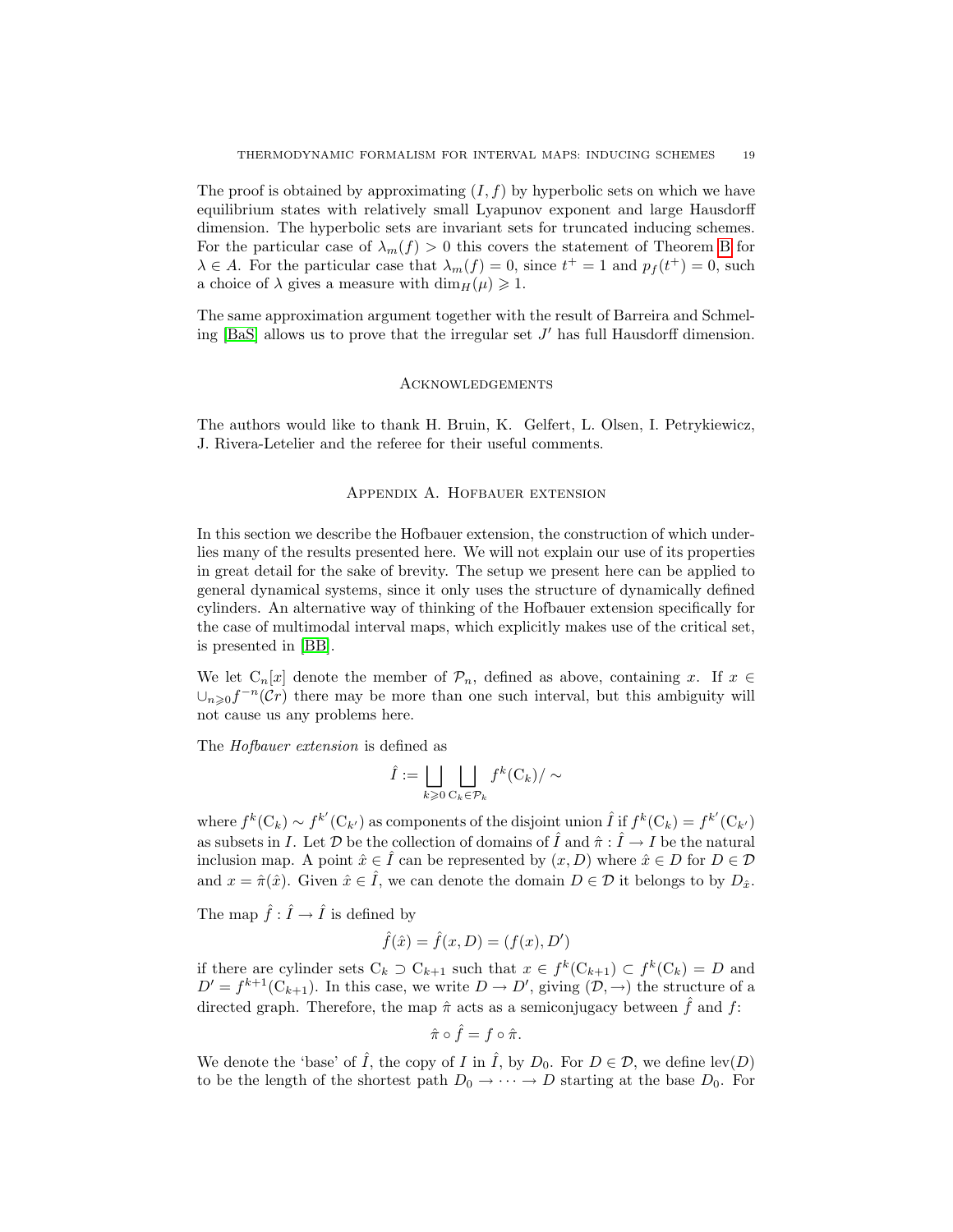The proof is obtained by approximating $(I, f)$ by hyperbolic sets on which we have equilibrium states with relatively small Lyapunov exponent and large Hausdorff dimension. The hyperbolic sets are invariant sets for truncated inducing schemes. For the particular case of $\lambda_m(f) > 0$ this covers the statement of Theorem B for $\lambda \in A$. For the particular case that $\lambda_m(f) = 0$, since $t^+ = 1$ and $p_f(t^+) = 0$, such a choice of $\lambda$ gives a measure with $\dim_H(\mu) \geqslant 1$.

The same approximation argument together with the result of Barreira and Schmeling [BaS] allows us to prove that the irregular set $J'$ has full Hausdorff dimension.

## Acknowledgements

The authors would like to thank H. Bruin, K. Gelfert, L. Olsen, I. Petrykiewicz, J. Rivera-Letelier and the referee for their useful comments.

## Appendix A. Hofbauer extension

In this section we describe the Hofbauer extension, the construction of which underlies many of the results presented here. We will not explain our use of its properties in great detail for the sake of brevity. The setup we present here can be applied to general dynamical systems, since it only uses the structure of dynamically defined cylinders. An alternative way of thinking of the Hofbauer extension specifically for the case of multimodal interval maps, which explicitly makes use of the critical set, is presented in [BB].

We let $\mathrm{C}_n[x]$ denote the member of $\mathcal{P}_n$, defined as above, containing $x$. If $x \in \cup_{n \geqslant 0} f^{-n}(\mathcal{C}r)$ there may be more than one such interval, but this ambiguity will not cause us any problems here.

The *Hofbauer extension* is defined as

$$\hat{I} := \bigsqcup_{k \geqslant 0} \bigsqcup_{\mathrm{C}_k \in \mathcal{P}_k} f^k(\mathrm{C}_k)/\sim$$

where $f^k(\mathrm{C}_k) \sim f^{k'}(\mathrm{C}_{k'})$ as components of the disjoint union $\hat{I}$ if $f^k(\mathrm{C}_k) = f^{k'}(\mathrm{C}_{k'})$ as subsets in $I$. Let $\mathcal{D}$ be the collection of domains of $\hat{I}$ and $\hat{\pi} : \hat{I} \to I$ be the natural inclusion map. A point $\hat{x} \in \hat{I}$ can be represented by $(x, D)$ where $\hat{x} \in D$ for $D \in \mathcal{D}$ and $x = \hat{\pi}(\hat{x})$. Given $\hat{x} \in \hat{I}$, we can denote the domain $D \in \mathcal{D}$ it belongs to by $D_{\hat{x}}$.

The map $\hat{f} : \hat{I} \to \hat{I}$ is defined by

$$\hat{f}(\hat{x}) = \hat{f}(x, D) = (f(x), D')$$

if there are cylinder sets $\mathrm{C}_k \supset \mathrm{C}_{k+1}$ such that $x \in f^k(\mathrm{C}_{k+1}) \subset f^k(\mathrm{C}_k) = D$ and $D' = f^{k+1}(\mathrm{C}_{k+1})$. In this case, we write $D \to D'$, giving $(\mathcal{D}, \to)$ the structure of a directed graph. Therefore, the map $\hat{\pi}$ acts as a semiconjugacy between $\hat{f}$ and $f$:

$$\hat{\pi} \circ \hat{f} = f \circ \hat{\pi}.$$

We denote the 'base' of $\hat{I}$, the copy of $I$ in $\hat{I}$, by $D_0$. For $D \in \mathcal{D}$, we define $\mathrm{lev}(D)$ to be the length of the shortest path $D_0 \to \cdots \to D$ starting at the base $D_0$. For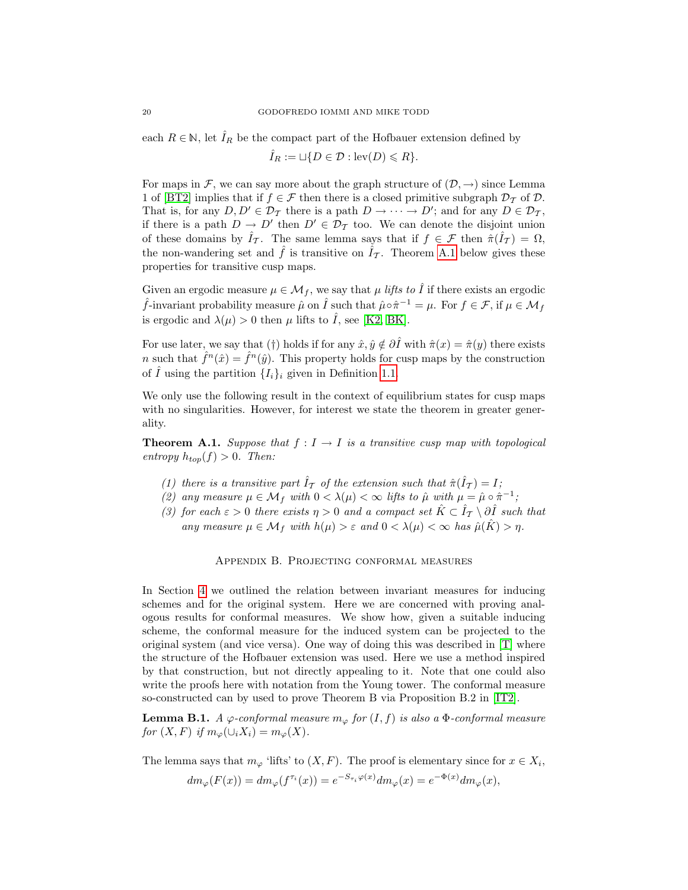each $R \in \mathbb{N}$, let $\hat{I}_R$ be the compact part of the Hofbauer extension defined by

$$\hat{I}_R := \sqcup\{D \in \mathcal{D} : \text{lev}(D) \leqslant R\}.$$

For maps in $\mathcal{F}$, we can say more about the graph structure of $(\mathcal{D}, \to)$ since Lemma 1 of [BT2] implies that if $f \in \mathcal{F}$ then there is a closed primitive subgraph $\mathcal{D}_{\mathcal{T}}$ of $\mathcal{D}$. That is, for any $D, D' \in \mathcal{D}_{\mathcal{T}}$ there is a path $D \to \cdots \to D'$; and for any $D \in \mathcal{D}_{\mathcal{T}}$, if there is a path $D \to D'$ then $D' \in \mathcal{D}_{\mathcal{T}}$ too. We can denote the disjoint union of these domains by $\hat{I}_{\mathcal{T}}$. The same lemma says that if $f \in \mathcal{F}$ then $\hat{\pi}(\hat{I}_{\mathcal{T}}) = \Omega$, the non-wandering set and $\hat{f}$ is transitive on $\hat{I}_{\mathcal{T}}$. Theorem A.1 below gives these properties for transitive cusp maps.

Given an ergodic measure $\mu \in \mathcal{M}_f$, we say that $\mu$ *lifts to* $\hat{I}$ if there exists an ergodic $\hat{f}$-invariant probability measure $\hat{\mu}$ on $\hat{I}$ such that $\hat{\mu} \circ \hat{\pi}^{-1} = \mu$. For $f \in \mathcal{F}$, if $\mu \in \mathcal{M}_f$ is ergodic and $\lambda(\mu) > 0$ then $\mu$ lifts to $\hat{I}$, see [K2, BK].

For use later, we say that (†) holds if for any $\hat{x}, \hat{y} \notin \partial\hat{I}$ with $\hat{\pi}(x) = \hat{\pi}(y)$ there exists $n$ such that $\hat{f}^n(\hat{x}) = \hat{f}^n(\hat{y})$. This property holds for cusp maps by the construction of $\hat{I}$ using the partition $\{I_i\}_i$ given in Definition 1.1.

We only use the following result in the context of equilibrium states for cusp maps with no singularities. However, for interest we state the theorem in greater generality.

**Theorem A.1.** *Suppose that $f : I \to I$ is a transitive cusp map with topological entropy $h_{top}(f) > 0$. Then:*

1. *there is a transitive part $\hat{I}_{\mathcal{T}}$ of the extension such that $\hat{\pi}(\hat{I}_{\mathcal{T}}) = I$;*
2. *any measure $\mu \in \mathcal{M}_f$ with $0 < \lambda(\mu) < \infty$ lifts to $\hat{\mu}$ with $\mu = \hat{\mu} \circ \hat{\pi}^{-1}$;*
3. *for each $\varepsilon > 0$ there exists $\eta > 0$ and a compact set $\hat{K} \subset \hat{I}_{\mathcal{T}} \setminus \partial\hat{I}$ such that any measure $\mu \in \mathcal{M}_f$ with $h(\mu) > \varepsilon$ and $0 < \lambda(\mu) < \infty$ has $\hat{\mu}(\hat{K}) > \eta$.*

## Appendix B. Projecting conformal measures

In Section 4 we outlined the relation between invariant measures for inducing schemes and for the original system. Here we are concerned with proving analogous results for conformal measures. We show how, given a suitable inducing scheme, the conformal measure for the induced system can be projected to the original system (and vice versa). One way of doing this was described in [T] where the structure of the Hofbauer extension was used. Here we use a method inspired by that construction, but not directly appealing to it. Note that one could also write the proofs here with notation from the Young tower. The conformal measure so-constructed can by used to prove Theorem B via Proposition B.2 in [IT2].

**Lemma B.1.** *A $\varphi$-conformal measure $m_\varphi$ for $(I, f)$ is also a $\Phi$-conformal measure for $(X, F)$ if $m_\varphi(\cup_i X_i) = m_\varphi(X)$.*

The lemma says that $m_\varphi$ 'lifts' to $(X, F)$. The proof is elementary since for $x \in X_i$,

$$dm_\varphi(F(x)) = dm_\varphi(f^{\tau_i}(x)) = e^{-S_{\tau_i}\varphi(x)} dm_\varphi(x) = e^{-\Phi(x)} dm_\varphi(x),$$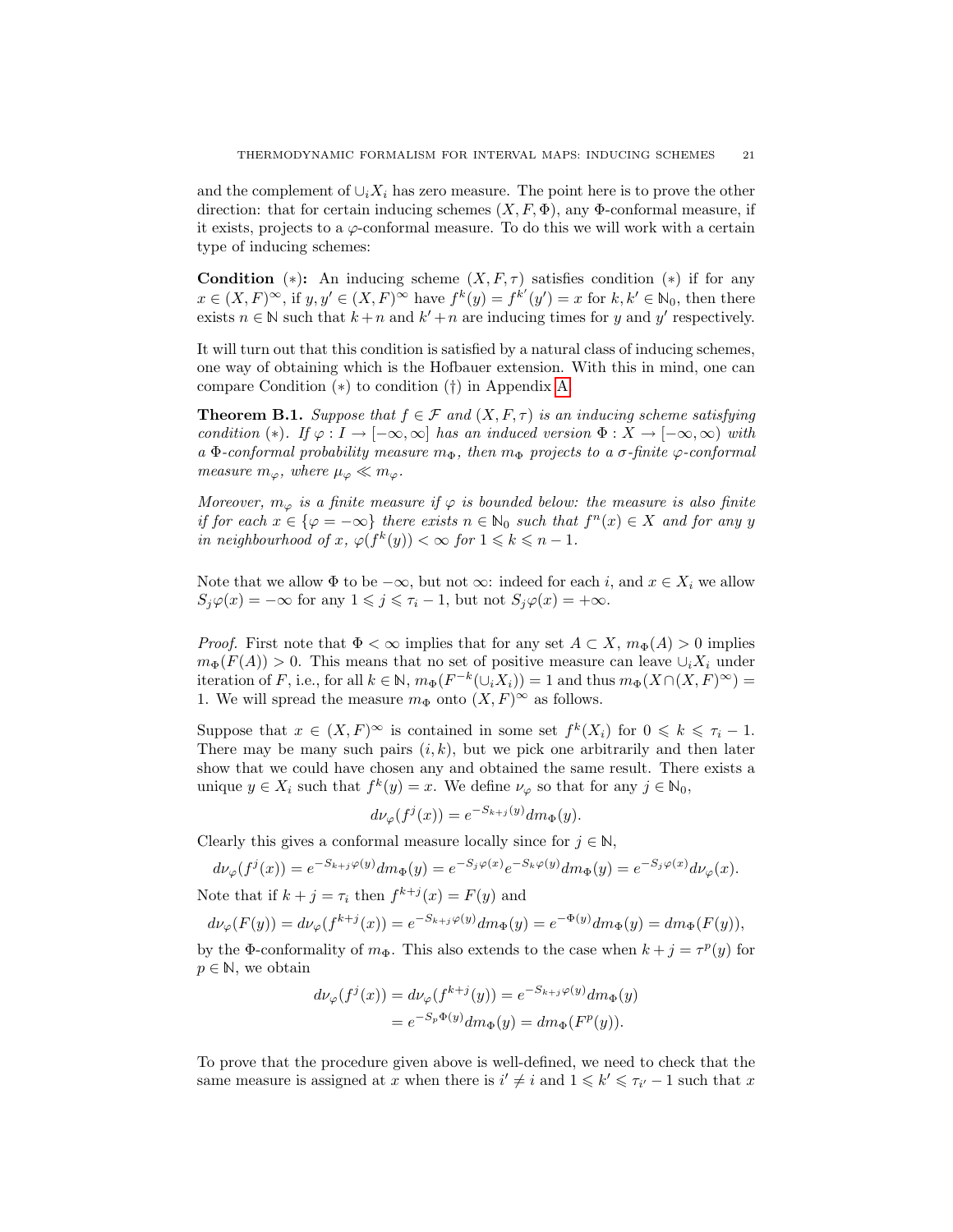and the complement of $\cup_i X_i$ has zero measure. The point here is to prove the other direction: that for certain inducing schemes $(X, F, \Phi)$, any $\Phi$-conformal measure, if it exists, projects to a $\varphi$-conformal measure. To do this we will work with a certain type of inducing schemes:

**Condition $(*)$:** An inducing scheme $(X, F, \tau)$ satisfies condition $(*)$ if for any $x \in (X, F)^\infty$, if $y, y' \in (X, F)^\infty$ have $f^k(y) = f^{k'}(y') = x$ for $k, k' \in \mathbb{N}_0$, then there exists $n \in \mathbb{N}$ such that $k+n$ and $k'+n$ are inducing times for $y$ and $y'$ respectively.

It will turn out that this condition is satisfied by a natural class of inducing schemes, one way of obtaining which is the Hofbauer extension. With this in mind, one can compare Condition $(*)$ to condition $(\dagger)$ in Appendix A.

**Theorem B.1.** *Suppose that $f \in \mathcal{F}$ and $(X, F, \tau)$ is an inducing scheme satisfying condition $(*)$. If $\varphi : I \to [-\infty, \infty]$ has an induced version $\Phi : X \to [-\infty, \infty)$ with a $\Phi$-conformal probability measure $m_\Phi$, then $m_\Phi$ projects to a $\sigma$-finite $\varphi$-conformal measure $m_\varphi$, where $\mu_\varphi \ll m_\varphi$.*

*Moreover, $m_\varphi$ is a finite measure if $\varphi$ is bounded below: the measure is also finite if for each $x \in \{\varphi = -\infty\}$ there exists $n \in \mathbb{N}_0$ such that $f^n(x) \in X$ and for any $y$ in neighbourhood of $x$, $\varphi(f^k(y)) < \infty$ for $1 \leqslant k \leqslant n-1$.*

Note that we allow $\Phi$ to be $-\infty$, but not $\infty$: indeed for each $i$, and $x \in X_i$ we allow $S_j\varphi(x) = -\infty$ for any $1 \leqslant j \leqslant \tau_i - 1$, but not $S_j\varphi(x) = +\infty$.

*Proof.* First note that $\Phi < \infty$ implies that for any set $A \subset X$, $m_\Phi(A) > 0$ implies $m_\Phi(F(A)) > 0$. This means that no set of positive measure can leave $\cup_i X_i$ under iteration of $F$, i.e., for all $k \in \mathbb{N}$, $m_\Phi(F^{-k}(\cup_i X_i)) = 1$ and thus $m_\Phi(X \cap (X, F)^\infty) = 1$. We will spread the measure $m_\Phi$ onto $(X, F)^\infty$ as follows.

Suppose that $x \in (X, F)^\infty$ is contained in some set $f^k(X_i)$ for $0 \leqslant k \leqslant \tau_i - 1$. There may be many such pairs $(i, k)$, but we pick one arbitrarily and then later show that we could have chosen any and obtained the same result. There exists a unique $y \in X_i$ such that $f^k(y) = x$. We define $\nu_\varphi$ so that for any $j \in \mathbb{N}_0$,

$$d\nu_\varphi(f^j(x)) = e^{-S_{k+j}(y)} dm_\Phi(y).$$

Clearly this gives a conformal measure locally since for $j \in \mathbb{N}$,

$$d\nu_\varphi(f^j(x)) = e^{-S_{k+j}\varphi(y)} dm_\Phi(y) = e^{-S_j\varphi(x)} e^{-S_k\varphi(y)} dm_\Phi(y) = e^{-S_j\varphi(x)} d\nu_\varphi(x).$$

Note that if $k + j = \tau_i$ then $f^{k+j}(x) = F(y)$ and

$$d\nu_\varphi(F(y)) = d\nu_\varphi(f^{k+j}(x)) = e^{-S_{k+j}\varphi(y)} dm_\Phi(y) = e^{-\Phi(y)} dm_\Phi(y) = dm_\Phi(F(y)),$$

by the $\Phi$-conformality of $m_\Phi$. This also extends to the case when $k + j = \tau^p(y)$ for $p \in \mathbb{N}$, we obtain

$$\begin{aligned} d\nu_\varphi(f^j(x)) &= d\nu_\varphi(f^{k+j}(y)) = e^{-S_{k+j}\varphi(y)} dm_\Phi(y) \\ &= e^{-S_p\Phi(y)} dm_\Phi(y) = dm_\Phi(F^p(y)). \end{aligned}$$

To prove that the procedure given above is well-defined, we need to check that the same measure is assigned at $x$ when there is $i' \neq i$ and $1 \leqslant k' \leqslant \tau_{i'} - 1$ such that $x$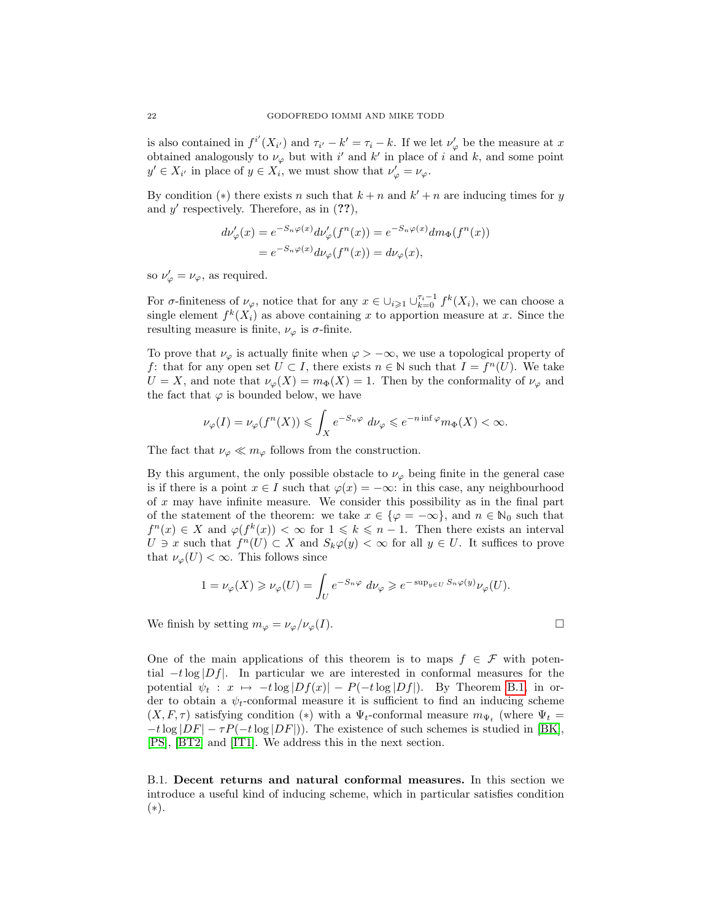is also contained in $f^{i'}(X_{i'})$ and $\tau_{i'} - k' = \tau_i - k$. If we let $\nu'_\varphi$ be the measure at $x$ obtained analogously to $\nu_\varphi$ but with $i'$ and $k'$ in place of $i$ and $k$, and some point $y' \in X_{i'}$ in place of $y \in X_i$, we must show that $\nu'_\varphi = \nu_\varphi$.

By condition $(*)$ there exists $n$ such that $k+n$ and $k'+n$ are inducing times for $y$ and $y'$ respectively. Therefore, as in (**??**),

$$
\begin{aligned}
d\nu'_\varphi(x) = e^{-S_n\varphi(x)} d\nu'_\varphi(f^n(x)) &= e^{-S_n\varphi(x)} dm_\Phi(f^n(x)) \\
&= e^{-S_n\varphi(x)} d\nu_\varphi(f^n(x)) = d\nu_\varphi(x),
\end{aligned}
$$

so $\nu'_\varphi = \nu_\varphi$, as required.

For $\sigma$-finiteness of $\nu_\varphi$, notice that for any $x \in \cup_{i\geqslant 1} \cup_{k=0}^{\tau_i - 1} f^k(X_i)$, we can choose a single element $f^k(X_i)$ as above containing $x$ to apportion measure at $x$. Since the resulting measure is finite, $\nu_\varphi$ is $\sigma$-finite.

To prove that $\nu_\varphi$ is actually finite when $\varphi > -\infty$, we use a topological property of $f$: that for any open set $U \subset I$, there exists $n \in \mathbb{N}$ such that $I = f^n(U)$. We take $U = X$, and note that $\nu_\varphi(X) = m_\Phi(X) = 1$. Then by the conformality of $\nu_\varphi$ and the fact that $\varphi$ is bounded below, we have

$$
\nu_\varphi(I) = \nu_\varphi(f^n(X)) \leqslant \int_X e^{-S_n\varphi} \, d\nu_\varphi \leqslant e^{-n \inf \varphi} m_\Phi(X) < \infty.
$$

The fact that $\nu_\varphi \ll m_\varphi$ follows from the construction.

By this argument, the only possible obstacle to $\nu_\varphi$ being finite in the general case is if there is a point $x \in I$ such that $\varphi(x) = -\infty$: in this case, any neighbourhood of $x$ may have infinite measure. We consider this possibility as in the final part of the statement of the theorem: we take $x \in \{\varphi = -\infty\}$, and $n \in \mathbb{N}_0$ such that $f^n(x) \in X$ and $\varphi(f^k(x)) < \infty$ for $1 \leqslant k \leqslant n-1$. Then there exists an interval $U \ni x$ such that $f^n(U) \subset X$ and $S_k\varphi(y) < \infty$ for all $y \in U$. It suffices to prove that $\nu_\varphi(U) < \infty$. This follows since

$$
1 = \nu_\varphi(X) \geqslant \nu_\varphi(U) = \int_U e^{-S_n\varphi} \, d\nu_\varphi \geqslant e^{-\sup_{y\in U} S_n\varphi(y)} \nu_\varphi(U).
$$

We finish by setting $m_\varphi = \nu_\varphi / \nu_\varphi(I)$. □

One of the main applications of this theorem is to maps $f \in \mathcal{F}$ with potential $-t\log|Df|$. In particular we are interested in conformal measures for the potential $\psi_t : x \mapsto -t\log|Df(x)| - P(-t\log|Df|)$. By Theorem B.1, in order to obtain a $\psi_t$-conformal measure it is sufficient to find an inducing scheme $(X, F, \tau)$ satisfying condition $(*)$ with a $\Psi_t$-conformal measure $m_{\Psi_t}$ (where $\Psi_t = -t\log|DF| - \tau P(-t\log|DF|)$). The existence of such schemes is studied in [BK], [PS], [BT2] and [IT1]. We address this in the next section.

B.1. **Decent returns and natural conformal measures.** In this section we introduce a useful kind of inducing scheme, which in particular satisfies condition $(*)$.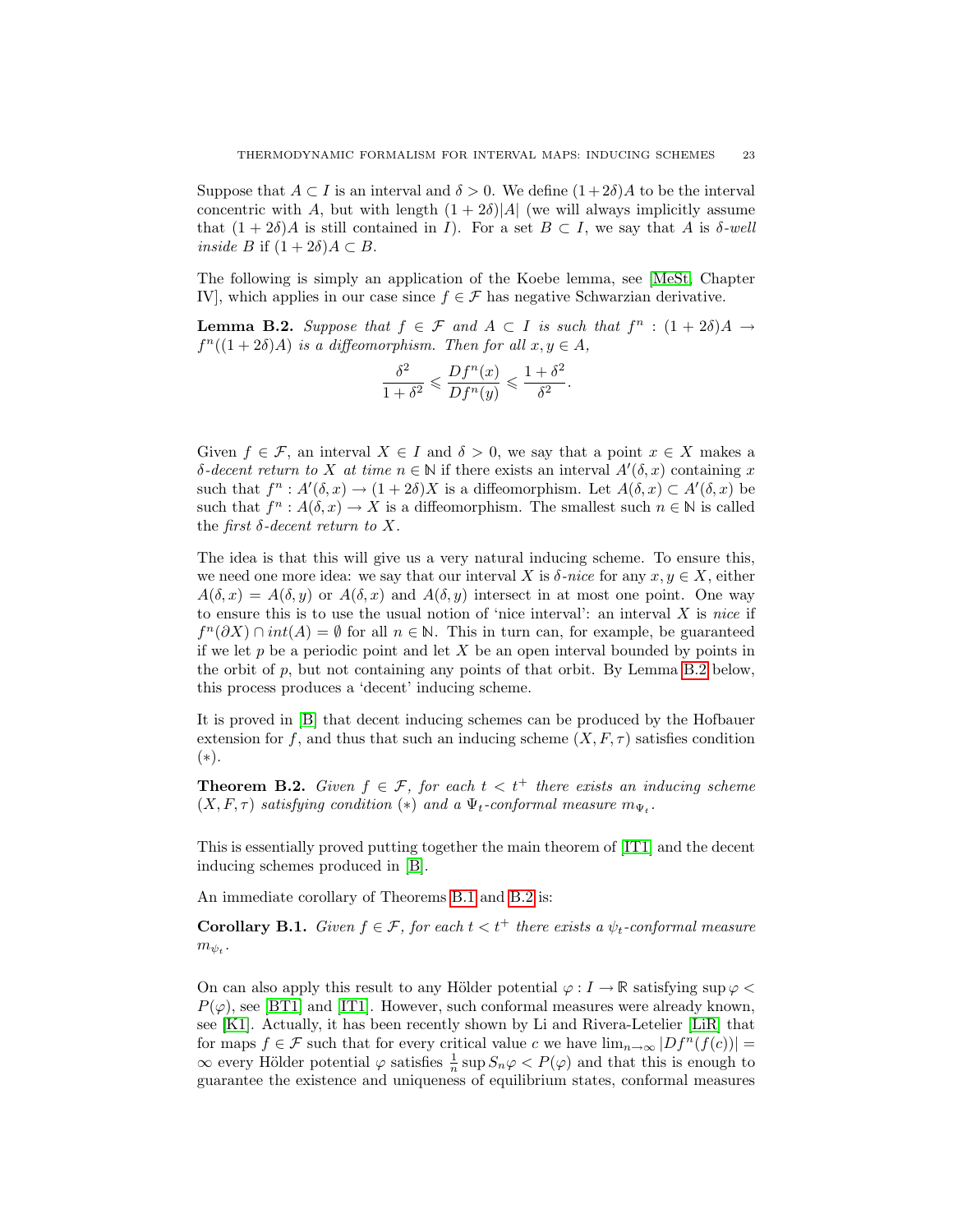Suppose that $A \subset I$ is an interval and $\delta > 0$. We define $(1+2\delta)A$ to be the interval concentric with $A$, but with length $(1+2\delta)|A|$ (we will always implicitly assume that $(1+2\delta)A$ is still contained in $I$). For a set $B \subset I$, we say that $A$ is *$\delta$-well inside $B$* if $(1+2\delta)A \subset B$.

The following is simply an application of the Koebe lemma, see [MeSt, Chapter IV], which applies in our case since $f \in \mathcal{F}$ has negative Schwarzian derivative.

**Lemma B.2.** *Suppose that $f \in \mathcal{F}$ and $A \subset I$ is such that $f^n : (1+2\delta)A \to f^n((1+2\delta)A)$ is a diffeomorphism. Then for all $x, y \in A$,*

$$\frac{\delta^2}{1+\delta^2} \leqslant \frac{Df^n(x)}{Df^n(y)} \leqslant \frac{1+\delta^2}{\delta^2}.$$

Given $f \in \mathcal{F}$, an interval $X \in I$ and $\delta > 0$, we say that a point $x \in X$ makes a *$\delta$-decent return to $X$ at time $n \in \mathbb{N}$* if there exists an interval $A'(\delta, x)$ containing $x$ such that $f^n : A'(\delta, x) \to (1+2\delta)X$ is a diffeomorphism. Let $A(\delta, x) \subset A'(\delta, x)$ be such that $f^n : A(\delta, x) \to X$ is a diffeomorphism. The smallest such $n \in \mathbb{N}$ is called the *first $\delta$-decent return to $X$*.

The idea is that this will give us a very natural inducing scheme. To ensure this, we need one more idea: we say that our interval $X$ is *$\delta$-nice* for any $x, y \in X$, either $A(\delta, x) = A(\delta, y)$ or $A(\delta, x)$ and $A(\delta, y)$ intersect in at most one point. One way to ensure this is to use the usual notion of 'nice interval': an interval $X$ is *nice* if $f^n(\partial X) \cap int(A) = \emptyset$ for all $n \in \mathbb{N}$. This in turn can, for example, be guaranteed if we let $p$ be a periodic point and let $X$ be an open interval bounded by points in the orbit of $p$, but not containing any points of that orbit. By Lemma B.2 below, this process produces a 'decent' inducing scheme.

It is proved in [B] that decent inducing schemes can be produced by the Hofbauer extension for $f$, and thus that such an inducing scheme $(X, F, \tau)$ satisfies condition $(*)$.

**Theorem B.2.** *Given $f \in \mathcal{F}$, for each $t < t^+$ there exists an inducing scheme $(X, F, \tau)$ satisfying condition $(*)$ and a $\Psi_t$-conformal measure $m_{\Psi_t}$.*

This is essentially proved putting together the main theorem of [IT1] and the decent inducing schemes produced in [B].

An immediate corollary of Theorems B.1 and B.2 is:

**Corollary B.1.** *Given $f \in \mathcal{F}$, for each $t < t^+$ there exists a $\psi_t$-conformal measure $m_{\psi_t}$.*

On can also apply this result to any Hölder potential $\varphi : I \to \mathbb{R}$ satisfying $\sup \varphi < P(\varphi)$, see [BT1] and [IT1]. However, such conformal measures were already known, see [K1]. Actually, it has been recently shown by Li and Rivera-Letelier [LiR] that for maps $f \in \mathcal{F}$ such that for every critical value $c$ we have $\lim_{n\to\infty} |Df^n(f(c))| = \infty$ every Hölder potential $\varphi$ satisfies $\frac{1}{n} \sup S_n\varphi < P(\varphi)$ and that this is enough to guarantee the existence and uniqueness of equilibrium states, conformal measures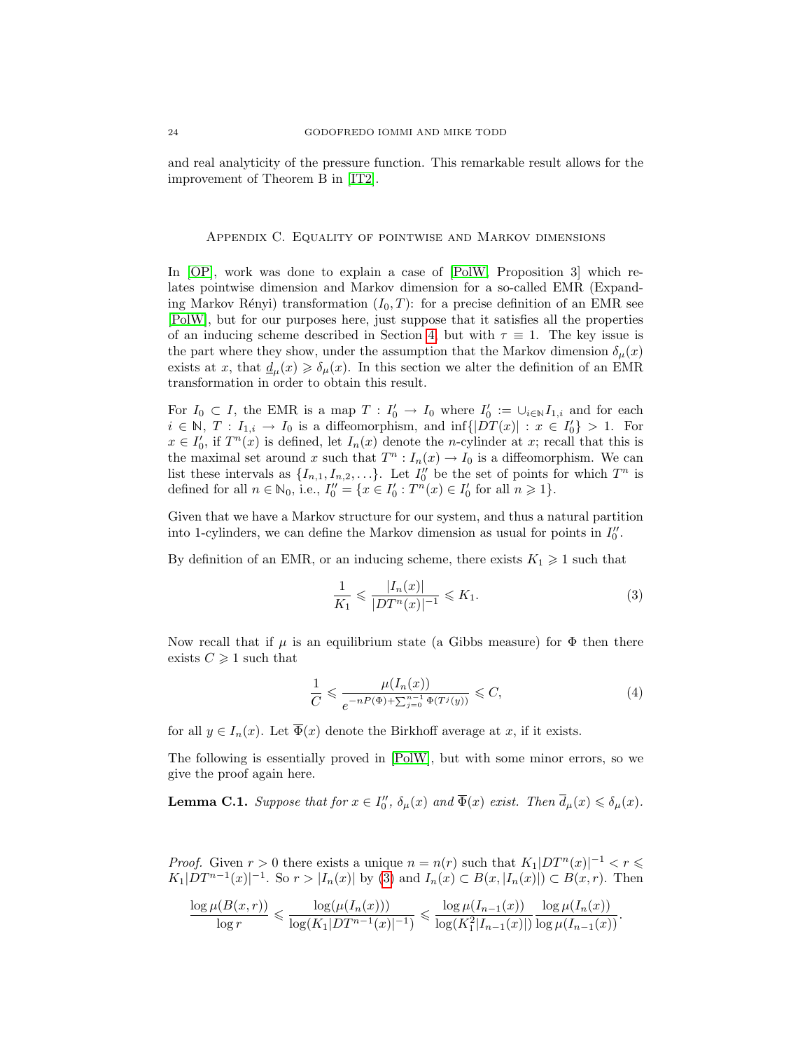and real analyticity of the pressure function. This remarkable result allows for the improvement of Theorem B in [IT2].

## Appendix C. Equality of pointwise and Markov dimensions

In [OP], work was done to explain a case of [PolW, Proposition 3] which relates pointwise dimension and Markov dimension for a so-called EMR (Expanding Markov Rényi) transformation $(I_0, T)$: for a precise definition of an EMR see [PolW], but for our purposes here, just suppose that it satisfies all the properties of an inducing scheme described in Section 4, but with $\tau \equiv 1$. The key issue is the part where they show, under the assumption that the Markov dimension $\delta_\mu(x)$ exists at $x$, that $\underline{d}_\mu(x) \geqslant \delta_\mu(x)$. In this section we alter the definition of an EMR transformation in order to obtain this result.

For $I_0 \subset I$, the EMR is a map $T : I_0' \to I_0$ where $I_0' := \cup_{i\in\mathbb{N}} I_{1,i}$ and for each $i \in \mathbb{N}$, $T : I_{1,i} \to I_0$ is a diffeomorphism, and $\inf\{|DT(x)| : x \in I_0'\} > 1$. For $x \in I_0'$, if $T^n(x)$ is defined, let $I_n(x)$ denote the $n$-cylinder at $x$; recall that this is the maximal set around $x$ such that $T^n : I_n(x) \to I_0$ is a diffeomorphism. We can list these intervals as $\{I_{n,1}, I_{n,2}, \ldots\}$. Let $I_0''$ be the set of points for which $T^n$ is defined for all $n \in \mathbb{N}_0$, i.e., $I_0'' = \{x \in I_0' : T^n(x) \in I_0' \text{ for all } n \geqslant 1\}$.

Given that we have a Markov structure for our system, and thus a natural partition into 1-cylinders, we can define the Markov dimension as usual for points in $I_0''$.

By definition of an EMR, or an inducing scheme, there exists $K_1 \geqslant 1$ such that

$$\frac{1}{K_1} \leqslant \frac{|I_n(x)|}{|DT^n(x)|^{-1}} \leqslant K_1. \tag{3}$$

Now recall that if $\mu$ is an equilibrium state (a Gibbs measure) for $\Phi$ then there exists $C \geqslant 1$ such that

$$\frac{1}{C} \leqslant \frac{\mu(I_n(x))}{e^{-nP(\Phi)+\sum_{j=0}^{n-1}\Phi(T^j(y))}} \leqslant C, \tag{4}$$

for all $y \in I_n(x)$. Let $\overline{\Phi}(x)$ denote the Birkhoff average at $x$, if it exists.

The following is essentially proved in [PolW], but with some minor errors, so we give the proof again here.

**Lemma C.1.** *Suppose that for $x \in I_0''$, $\delta_\mu(x)$ and $\overline{\Phi}(x)$ exist. Then $\overline{d}_\mu(x) \leqslant \delta_\mu(x)$.*

*Proof.* Given $r > 0$ there exists a unique $n = n(r)$ such that $K_1|DT^n(x)|^{-1} < r \leqslant K_1|DT^{n-1}(x)|^{-1}$. So $r > |I_n(x)|$ by (3) and $I_n(x) \subset B(x, |I_n(x)|) \subset B(x, r)$. Then

$$\frac{\log \mu(B(x,r))}{\log r} \leqslant \frac{\log(\mu(I_n(x)))}{\log(K_1|DT^{n-1}(x)|^{-1})} \leqslant \frac{\log \mu(I_{n-1}(x))}{\log(K_1^2|I_{n-1}(x)|)} \frac{\log \mu(I_n(x))}{\log \mu(I_{n-1}(x))}.$$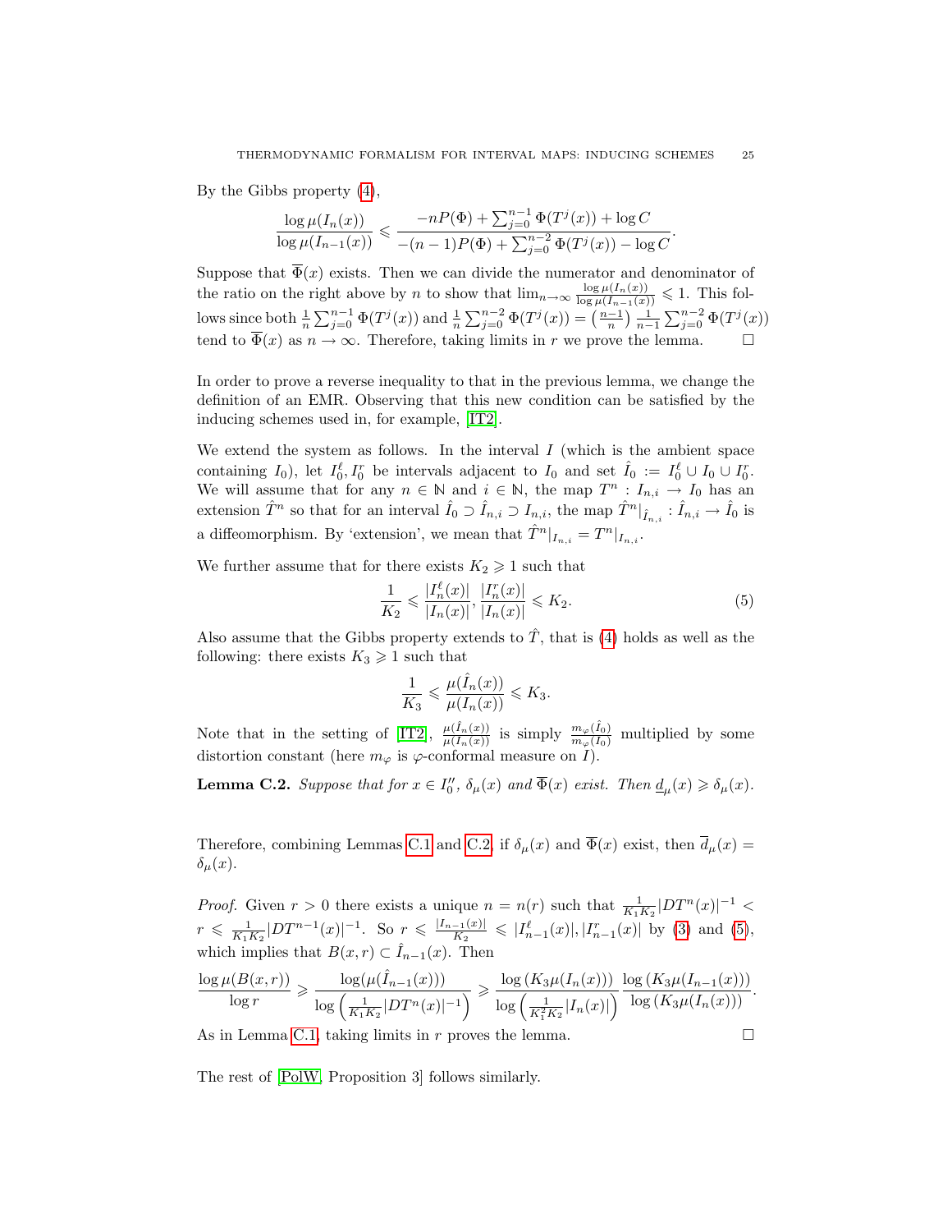By the Gibbs property (4),

$$\frac{\log \mu(I_n(x))}{\log \mu(I_{n-1}(x))} \leqslant \frac{-nP(\Phi) + \sum_{j=0}^{n-1} \Phi(T^j(x)) + \log C}{-(n-1)P(\Phi) + \sum_{j=0}^{n-2} \Phi(T^j(x)) - \log C}.$$

Suppose that $\overline{\Phi}(x)$ exists. Then we can divide the numerator and denominator of the ratio on the right above by $n$ to show that $\lim_{n\to\infty} \frac{\log \mu(I_n(x))}{\log \mu(I_{n-1}(x))} \leqslant 1$. This follows since both $\frac{1}{n}\sum_{j=0}^{n-1} \Phi(T^j(x))$ and $\frac{1}{n}\sum_{j=0}^{n-2} \Phi(T^j(x)) = \left(\frac{n-1}{n}\right)\frac{1}{n-1}\sum_{j=0}^{n-2} \Phi(T^j(x))$ tend to $\overline{\Phi}(x)$ as $n \to \infty$. Therefore, taking limits in $r$ we prove the lemma. □

In order to prove a reverse inequality to that in the previous lemma, we change the definition of an EMR. Observing that this new condition can be satisfied by the inducing schemes used in, for example, [IT2].

We extend the system as follows. In the interval $I$ (which is the ambient space containing $I_0$), let $I_0^\ell, I_0^r$ be intervals adjacent to $I_0$ and set $\hat{I}_0 := I_0^\ell \cup I_0 \cup I_0^r$. We will assume that for any $n \in \mathbb{N}$ and $i \in \mathbb{N}$, the map $T^n : I_{n,i} \to I_0$ has an extension $\hat{T}^n$ so that for an interval $\hat{I}_0 \supset \hat{I}_{n,i} \supset I_{n,i}$, the map $\hat{T}^n|_{\hat{I}_{n,i}} : \hat{I}_{n,i} \to \hat{I}_0$ is a diffeomorphism. By 'extension', we mean that $\hat{T}^n|_{I_{n,i}} = T^n|_{I_{n,i}}$.

We further assume that for there exists $K_2 \geqslant 1$ such that

$$\frac{1}{K_2} \leqslant \frac{|I_n^\ell(x)|}{|I_n(x)|}, \frac{|I_n^r(x)|}{|I_n(x)|} \leqslant K_2. \tag{5}$$

Also assume that the Gibbs property extends to $\hat{T}$, that is (4) holds as well as the following: there exists $K_3 \geqslant 1$ such that

$$\frac{1}{K_3} \leqslant \frac{\mu(\hat{I}_n(x))}{\mu(I_n(x))} \leqslant K_3.$$

Note that in the setting of [IT2], $\frac{\mu(\hat{I}_n(x))}{\mu(I_n(x))}$ is simply $\frac{m_\varphi(\hat{I}_0)}{m_\varphi(I_0)}$ multiplied by some distortion constant (here $m_\varphi$ is $\varphi$-conformal measure on $I$).

**Lemma C.2.** *Suppose that for $x \in I_0''$, $\delta_\mu(x)$ and $\overline{\Phi}(x)$ exist. Then $\underline{d}_\mu(x) \geqslant \delta_\mu(x)$.*

Therefore, combining Lemmas C.1 and C.2, if $\delta_\mu(x)$ and $\overline{\Phi}(x)$ exist, then $\overline{d}_\mu(x) = \delta_\mu(x)$.

*Proof.* Given $r > 0$ there exists a unique $n = n(r)$ such that $\frac{1}{K_1K_2}|DT^n(x)|^{-1} < r \leqslant \frac{1}{K_1K_2}|DT^{n-1}(x)|^{-1}$. So $r \leqslant \frac{|I_{n-1}(x)|}{K_2} \leqslant |I_{n-1}^\ell(x)|, |I_{n-1}^r(x)|$ by (3) and (5), which implies that $B(x,r) \subset \hat{I}_{n-1}(x)$. Then

$$\frac{\log \mu(B(x,r))}{\log r} \geqslant \frac{\log(\mu(\hat{I}_{n-1}(x)))}{\log\left(\frac{1}{K_1K_2}|DT^n(x)|^{-1}\right)} \geqslant \frac{\log\left(K_3\mu(I_n(x))\right)}{\log\left(\frac{1}{K_1^2K_2}|I_n(x)|\right)} \frac{\log\left(K_3\mu(I_{n-1}(x))\right)}{\log\left(K_3\mu(I_n(x))\right)}.$$

As in Lemma C.1, taking limits in $r$ proves the lemma. □

The rest of [PolW, Proposition 3] follows similarly.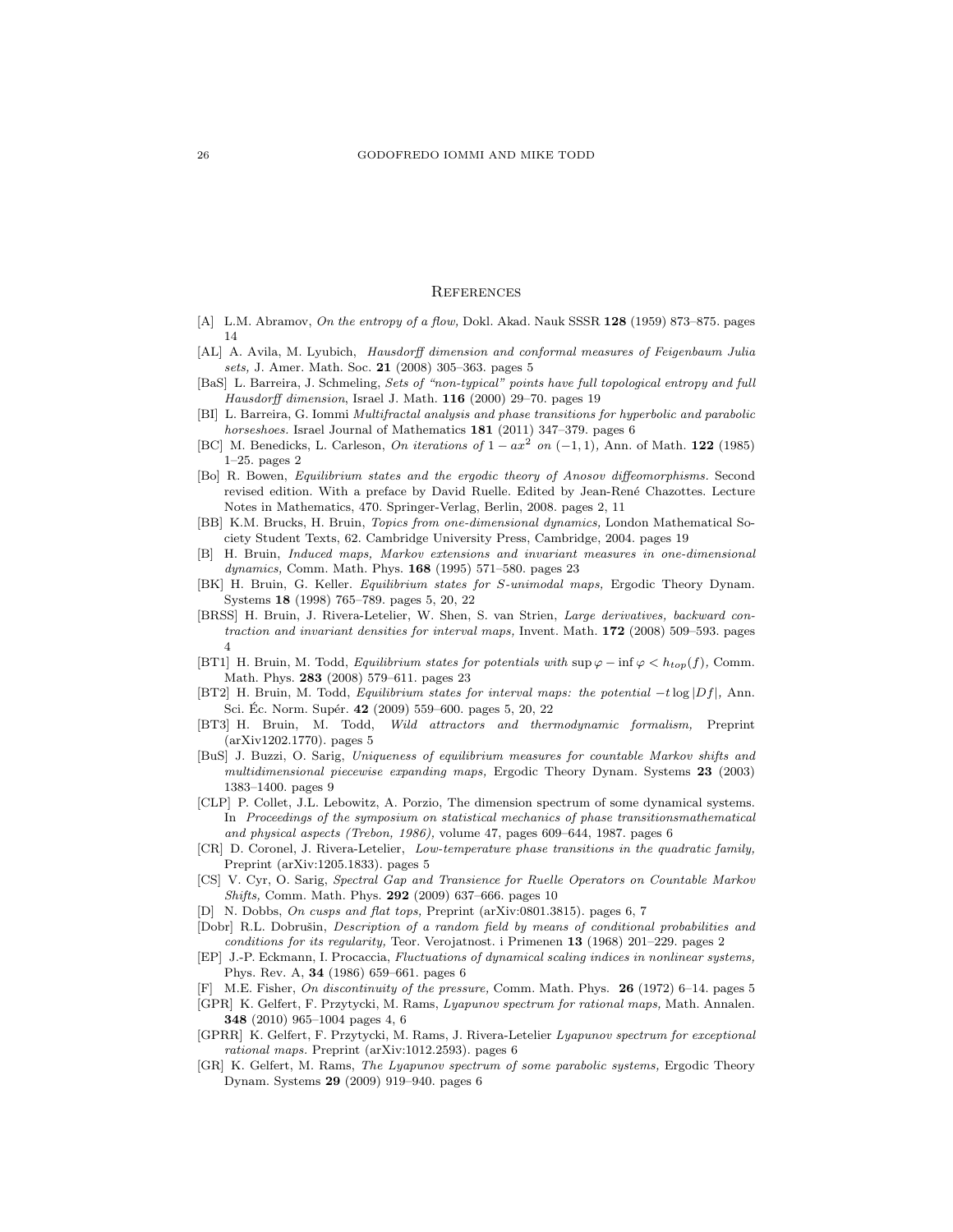## References

[A] L.M. Abramov, *On the entropy of a flow,* Dokl. Akad. Nauk SSSR **128** (1959) 873–875. pages 14

[AL] A. Avila, M. Lyubich, *Hausdorff dimension and conformal measures of Feigenbaum Julia sets,* J. Amer. Math. Soc. **21** (2008) 305–363. pages 5

[BaS] L. Barreira, J. Schmeling, *Sets of "non-typical" points have full topological entropy and full Hausdorff dimension*, Israel J. Math. **116** (2000) 29–70. pages 19

[BI] L. Barreira, G. Iommi *Multifractal analysis and phase transitions for hyperbolic and parabolic horseshoes.* Israel Journal of Mathematics **181** (2011) 347–379. pages 6

[BC] M. Benedicks, L. Carleson, *On iterations of $1-ax^2$ on $(-1,1)$,* Ann. of Math. **122** (1985) 1–25. pages 2

[Bo] R. Bowen, *Equilibrium states and the ergodic theory of Anosov diffeomorphisms.* Second revised edition. With a preface by David Ruelle. Edited by Jean-René Chazottes. Lecture Notes in Mathematics, 470. Springer-Verlag, Berlin, 2008. pages 2, 11

[BB] K.M. Brucks, H. Bruin, *Topics from one-dimensional dynamics,* London Mathematical Society Student Texts, 62. Cambridge University Press, Cambridge, 2004. pages 19

[B] H. Bruin, *Induced maps, Markov extensions and invariant measures in one-dimensional dynamics,* Comm. Math. Phys. **168** (1995) 571–580. pages 23

[BK] H. Bruin, G. Keller. *Equilibrium states for S-unimodal maps,* Ergodic Theory Dynam. Systems **18** (1998) 765–789. pages 5, 20, 22

[BRSS] H. Bruin, J. Rivera-Letelier, W. Shen, S. van Strien, *Large derivatives, backward contraction and invariant densities for interval maps,* Invent. Math. **172** (2008) 509–593. pages 4

[BT1] H. Bruin, M. Todd, *Equilibrium states for potentials with $\sup\varphi - \inf\varphi < h_{top}(f)$,* Comm. Math. Phys. **283** (2008) 579–611. pages 23

[BT2] H. Bruin, M. Todd, *Equilibrium states for interval maps: the potential $-t\log|Df|$,* Ann. Sci. Éc. Norm. Supér. **42** (2009) 559–600. pages 5, 20, 22

[BT3] H. Bruin, M. Todd, *Wild attractors and thermodynamic formalism,* Preprint (arXiv1202.1770). pages 5

[BuS] J. Buzzi, O. Sarig, *Uniqueness of equilibrium measures for countable Markov shifts and multidimensional piecewise expanding maps,* Ergodic Theory Dynam. Systems **23** (2003) 1383–1400. pages 9

[CLP] P. Collet, J.L. Lebowitz, A. Porzio, The dimension spectrum of some dynamical systems. In *Proceedings of the symposium on statistical mechanics of phase transitionsmathematical and physical aspects (Trebon, 1986),* volume 47, pages 609–644, 1987. pages 6

[CR] D. Coronel, J. Rivera-Letelier, *Low-temperature phase transitions in the quadratic family,* Preprint (arXiv:1205.1833). pages 5

[CS] V. Cyr, O. Sarig, *Spectral Gap and Transience for Ruelle Operators on Countable Markov Shifts,* Comm. Math. Phys. **292** (2009) 637–666. pages 10

[D] N. Dobbs, *On cusps and flat tops,* Preprint (arXiv:0801.3815). pages 6, 7

[Dobr] R.L. Dobrušin, *Description of a random field by means of conditional probabilities and conditions for its regularity,* Teor. Verojatnost. i Primenen **13** (1968) 201–229. pages 2

[EP] J.-P. Eckmann, I. Procaccia, *Fluctuations of dynamical scaling indices in nonlinear systems,* Phys. Rev. A, **34** (1986) 659–661. pages 6

[F] M.E. Fisher, *On discontinuity of the pressure,* Comm. Math. Phys. **26** (1972) 6–14. pages 5

[GPR] K. Gelfert, F. Przytycki, M. Rams, *Lyapunov spectrum for rational maps,* Math. Annalen. **348** (2010) 965–1004 pages 4, 6

[GPRR] K. Gelfert, F. Przytycki, M. Rams, J. Rivera-Letelier *Lyapunov spectrum for exceptional rational maps.* Preprint (arXiv:1012.2593). pages 6

[GR] K. Gelfert, M. Rams, *The Lyapunov spectrum of some parabolic systems,* Ergodic Theory Dynam. Systems **29** (2009) 919–940. pages 6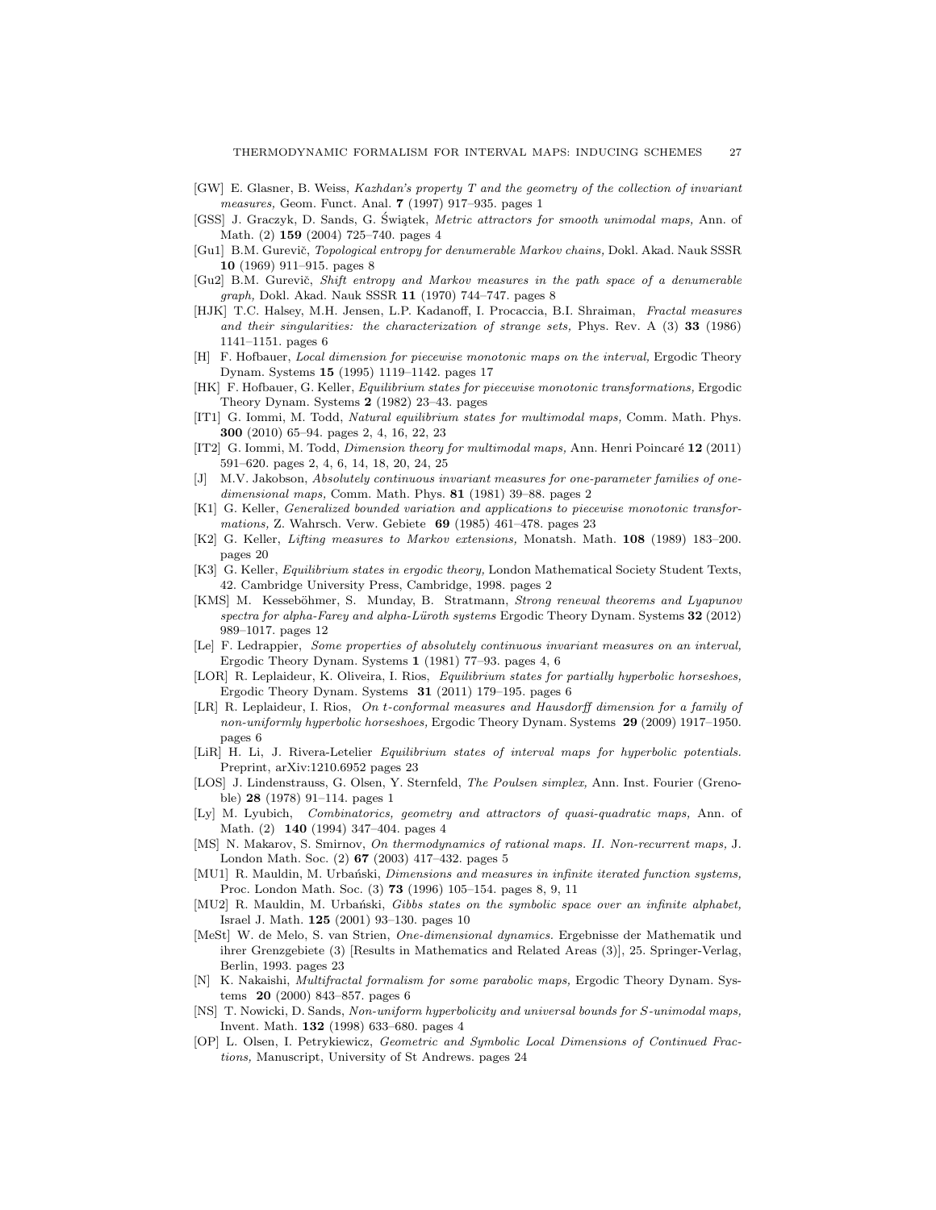[GW] E. Glasner, B. Weiss, *Kazhdan's property T and the geometry of the collection of invariant measures,* Geom. Funct. Anal. **7** (1997) 917–935. pages 1

[GSS] J. Graczyk, D. Sands, G. Świątek, *Metric attractors for smooth unimodal maps,* Ann. of Math. (2) **159** (2004) 725–740. pages 4

[Gu1] B.M. Gurevič, *Topological entropy for denumerable Markov chains,* Dokl. Akad. Nauk SSSR **10** (1969) 911–915. pages 8

[Gu2] B.M. Gurevič, *Shift entropy and Markov measures in the path space of a denumerable graph,* Dokl. Akad. Nauk SSSR **11** (1970) 744–747. pages 8

[HJK] T.C. Halsey, M.H. Jensen, L.P. Kadanoff, I. Procaccia, B.I. Shraiman, *Fractal measures and their singularities: the characterization of strange sets,* Phys. Rev. A (3) **33** (1986) 1141–1151. pages 6

[H] F. Hofbauer, *Local dimension for piecewise monotonic maps on the interval,* Ergodic Theory Dynam. Systems **15** (1995) 1119–1142. pages 17

[HK] F. Hofbauer, G. Keller, *Equilibrium states for piecewise monotonic transformations,* Ergodic Theory Dynam. Systems **2** (1982) 23–43. pages

[IT1] G. Iommi, M. Todd, *Natural equilibrium states for multimodal maps,* Comm. Math. Phys. **300** (2010) 65–94. pages 2, 4, 16, 22, 23

[IT2] G. Iommi, M. Todd, *Dimension theory for multimodal maps,* Ann. Henri Poincaré **12** (2011) 591–620. pages 2, 4, 6, 14, 18, 20, 24, 25

[J] M.V. Jakobson, *Absolutely continuous invariant measures for one-parameter families of one-dimensional maps,* Comm. Math. Phys. **81** (1981) 39–88. pages 2

[K1] G. Keller, *Generalized bounded variation and applications to piecewise monotonic transformations,* Z. Wahrsch. Verw. Gebiete **69** (1985) 461–478. pages 23

[K2] G. Keller, *Lifting measures to Markov extensions,* Monatsh. Math. **108** (1989) 183–200. pages 20

[K3] G. Keller, *Equilibrium states in ergodic theory,* London Mathematical Society Student Texts, 42. Cambridge University Press, Cambridge, 1998. pages 2

[KMS] M. Kesseböhmer, S. Munday, B. Stratmann, *Strong renewal theorems and Lyapunov spectra for alpha-Farey and alpha-Lüroth systems* Ergodic Theory Dynam. Systems **32** (2012) 989–1017. pages 12

[Le] F. Ledrappier, *Some properties of absolutely continuous invariant measures on an interval,* Ergodic Theory Dynam. Systems **1** (1981) 77–93. pages 4, 6

[LOR] R. Leplaideur, K. Oliveira, I. Rios, *Equilibrium states for partially hyperbolic horseshoes,* Ergodic Theory Dynam. Systems **31** (2011) 179–195. pages 6

[LR] R. Leplaideur, I. Rios, *On t-conformal measures and Hausdorff dimension for a family of non-uniformly hyperbolic horseshoes,* Ergodic Theory Dynam. Systems **29** (2009) 1917–1950. pages 6

[LiR] H. Li, J. Rivera-Letelier *Equilibrium states of interval maps for hyperbolic potentials.* Preprint, arXiv:1210.6952 pages 23

[LOS] J. Lindenstrauss, G. Olsen, Y. Sternfeld, *The Poulsen simplex,* Ann. Inst. Fourier (Grenoble) **28** (1978) 91–114. pages 1

[Ly] M. Lyubich, *Combinatorics, geometry and attractors of quasi-quadratic maps,* Ann. of Math. (2) **140** (1994) 347–404. pages 4

[MS] N. Makarov, S. Smirnov, *On thermodynamics of rational maps. II. Non-recurrent maps,* J. London Math. Soc. (2) **67** (2003) 417–432. pages 5

[MU1] R. Mauldin, M. Urbański, *Dimensions and measures in infinite iterated function systems,* Proc. London Math. Soc. (3) **73** (1996) 105–154. pages 8, 9, 11

[MU2] R. Mauldin, M. Urbański, *Gibbs states on the symbolic space over an infinite alphabet,* Israel J. Math. **125** (2001) 93–130. pages 10

[MeSt] W. de Melo, S. van Strien, *One-dimensional dynamics.* Ergebnisse der Mathematik und ihrer Grenzgebiete (3) [Results in Mathematics and Related Areas (3)], 25. Springer-Verlag, Berlin, 1993. pages 23

[N] K. Nakaishi, *Multifractal formalism for some parabolic maps,* Ergodic Theory Dynam. Systems **20** (2000) 843–857. pages 6

[NS] T. Nowicki, D. Sands, *Non-uniform hyperbolicity and universal bounds for S-unimodal maps,* Invent. Math. **132** (1998) 633–680. pages 4

[OP] L. Olsen, I. Petrykiewicz, *Geometric and Symbolic Local Dimensions of Continued Fractions,* Manuscript, University of St Andrews. pages 24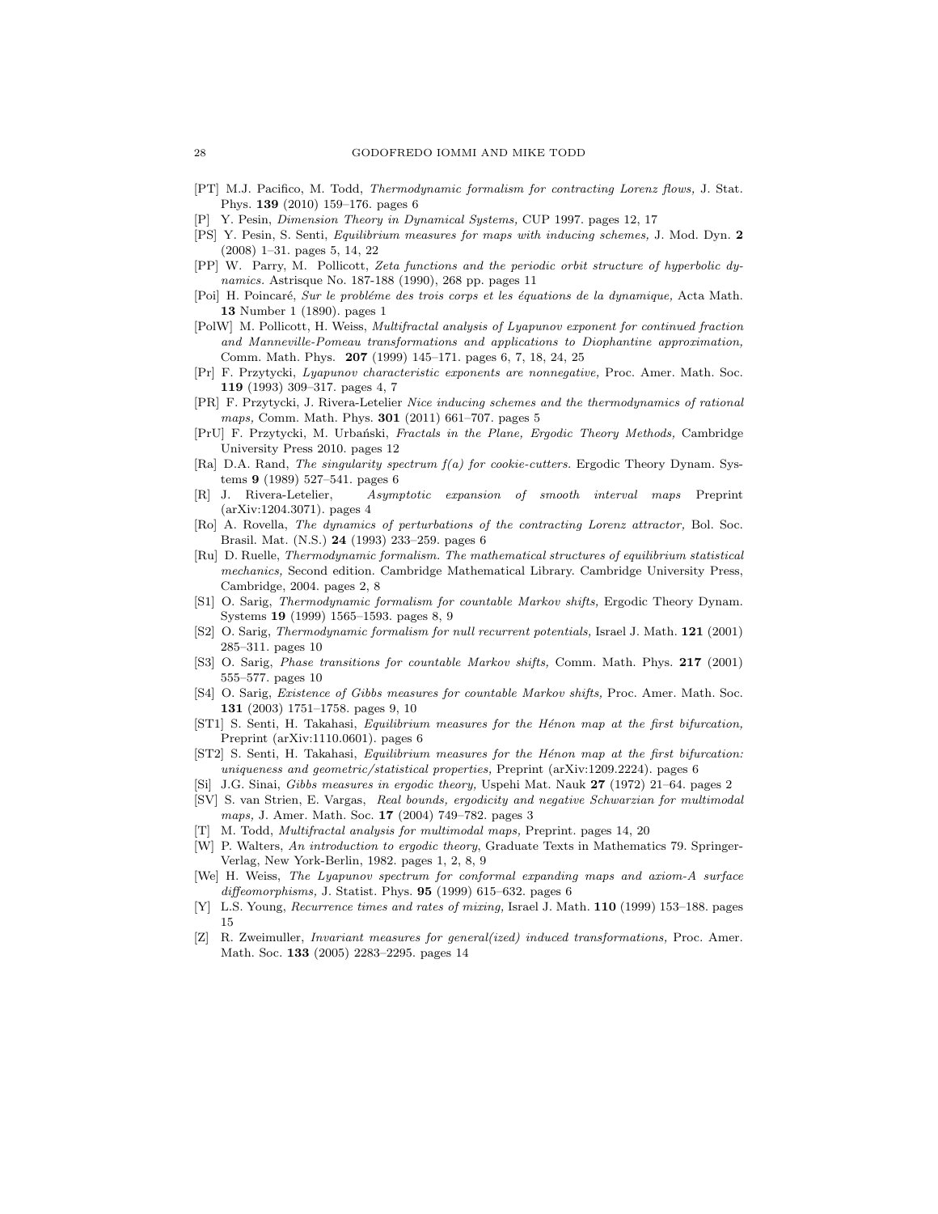[PT] M.J. Pacifico, M. Todd, *Thermodynamic formalism for contracting Lorenz flows,* J. Stat. Phys. **139** (2010) 159–176. pages 6

[P] Y. Pesin, *Dimension Theory in Dynamical Systems,* CUP 1997. pages 12, 17

[PS] Y. Pesin, S. Senti, *Equilibrium measures for maps with inducing schemes,* J. Mod. Dyn. **2** (2008) 1–31. pages 5, 14, 22

[PP] W. Parry, M. Pollicott, *Zeta functions and the periodic orbit structure of hyperbolic dynamics.* Astrisque No. 187-188 (1990), 268 pp. pages 11

[Poi] H. Poincaré, *Sur le probléme des trois corps et les équations de la dynamique,* Acta Math. **13** Number 1 (1890). pages 1

[PolW] M. Pollicott, H. Weiss, *Multifractal analysis of Lyapunov exponent for continued fraction and Manneville-Pomeau transformations and applications to Diophantine approximation,* Comm. Math. Phys. **207** (1999) 145–171. pages 6, 7, 18, 24, 25

[Pr] F. Przytycki, *Lyapunov characteristic exponents are nonnegative,* Proc. Amer. Math. Soc. **119** (1993) 309–317. pages 4, 7

[PR] F. Przytycki, J. Rivera-Letelier *Nice inducing schemes and the thermodynamics of rational maps,* Comm. Math. Phys. **301** (2011) 661–707. pages 5

[PrU] F. Przytycki, M. Urbański, *Fractals in the Plane, Ergodic Theory Methods,* Cambridge University Press 2010. pages 12

[Ra] D.A. Rand, *The singularity spectrum f(a) for cookie-cutters.* Ergodic Theory Dynam. Systems **9** (1989) 527–541. pages 6

[R] J. Rivera-Letelier, *Asymptotic expansion of smooth interval maps* Preprint (arXiv:1204.3071). pages 4

[Ro] A. Rovella, *The dynamics of perturbations of the contracting Lorenz attractor,* Bol. Soc. Brasil. Mat. (N.S.) **24** (1993) 233–259. pages 6

[Ru] D. Ruelle, *Thermodynamic formalism. The mathematical structures of equilibrium statistical mechanics,* Second edition. Cambridge Mathematical Library. Cambridge University Press, Cambridge, 2004. pages 2, 8

[S1] O. Sarig, *Thermodynamic formalism for countable Markov shifts,* Ergodic Theory Dynam. Systems **19** (1999) 1565–1593. pages 8, 9

[S2] O. Sarig, *Thermodynamic formalism for null recurrent potentials,* Israel J. Math. **121** (2001) 285–311. pages 10

[S3] O. Sarig, *Phase transitions for countable Markov shifts,* Comm. Math. Phys. **217** (2001) 555–577. pages 10

[S4] O. Sarig, *Existence of Gibbs measures for countable Markov shifts,* Proc. Amer. Math. Soc. **131** (2003) 1751–1758. pages 9, 10

[ST1] S. Senti, H. Takahasi, *Equilibrium measures for the Hénon map at the first bifurcation,* Preprint (arXiv:1110.0601). pages 6

[ST2] S. Senti, H. Takahasi, *Equilibrium measures for the Hénon map at the first bifurcation: uniqueness and geometric/statistical properties,* Preprint (arXiv:1209.2224). pages 6

[Si] J.G. Sinai, *Gibbs measures in ergodic theory,* Uspehi Mat. Nauk **27** (1972) 21–64. pages 2

[SV] S. van Strien, E. Vargas, *Real bounds, ergodicity and negative Schwarzian for multimodal maps,* J. Amer. Math. Soc. **17** (2004) 749–782. pages 3

[T] M. Todd, *Multifractal analysis for multimodal maps,* Preprint. pages 14, 20

[W] P. Walters, *An introduction to ergodic theory,* Graduate Texts in Mathematics 79. Springer-Verlag, New York-Berlin, 1982. pages 1, 2, 8, 9

[We] H. Weiss, *The Lyapunov spectrum for conformal expanding maps and axiom-A surface diffeomorphisms,* J. Statist. Phys. **95** (1999) 615–632. pages 6

[Y] L.S. Young, *Recurrence times and rates of mixing,* Israel J. Math. **110** (1999) 153–188. pages 15

[Z] R. Zweimuller, *Invariant measures for general(ized) induced transformations,* Proc. Amer. Math. Soc. **133** (2005) 2283–2295. pages 14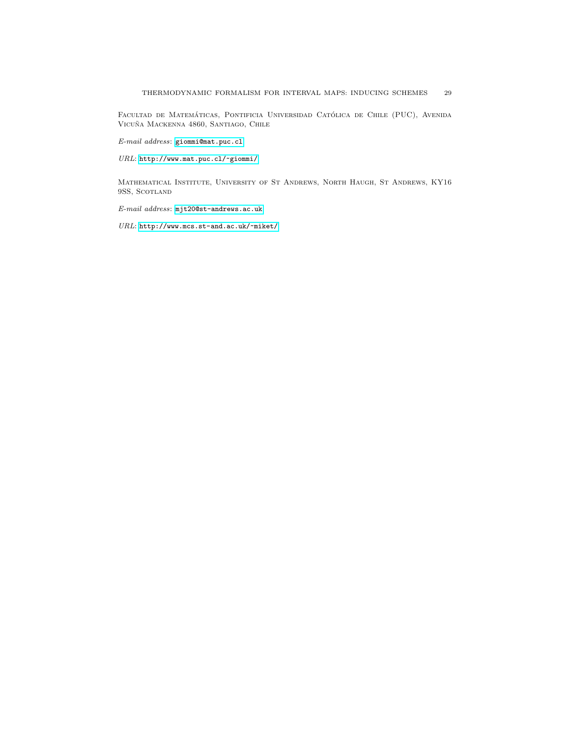Facultad de Matemáticas, Pontificia Universidad Católica de Chile (PUC), Avenida Vicuña Mackenna 4860, Santiago, Chile

*E-mail address*: giommi@mat.puc.cl

*URL*: http://www.mat.puc.cl/~giommi/

Mathematical Institute, University of St Andrews, North Haugh, St Andrews, KY16 9SS, Scotland

*E-mail address*: mjt20@st-andrews.ac.uk

*URL*: http://www.mcs.st-and.ac.uk/~miket/